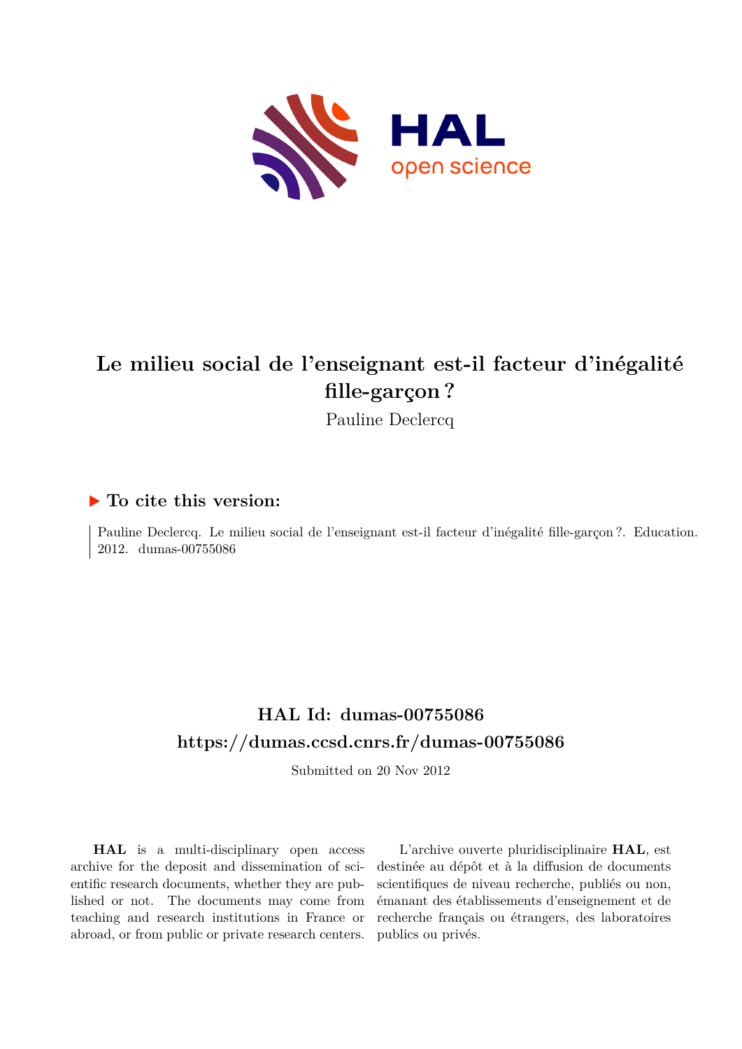# Le milieu social de l'enseignant est-il facteur d'inégalité fille-garçon ?

Pauline Declercq

## To cite this version:

Pauline Declercq. Le milieu social de l'enseignant est-il facteur d'inégalité fille-garçon ?. Education. 2012. dumas-00755086

## HAL Id: dumas-00755086

## https://dumas.ccsd.cnrs.fr/dumas-00755086

Submitted on 20 Nov 2012

**HAL** is a multi-disciplinary open access archive for the deposit and dissemination of scientific research documents, whether they are published or not. The documents may come from teaching and research institutions in France or abroad, or from public or private research centers.

L'archive ouverte pluridisciplinaire **HAL**, est destinée au dépôt et à la diffusion de documents scientifiques de niveau recherche, publiés ou non, émanant des établissements d'enseignement et de recherche français ou étrangers, des laboratoires publics ou privés.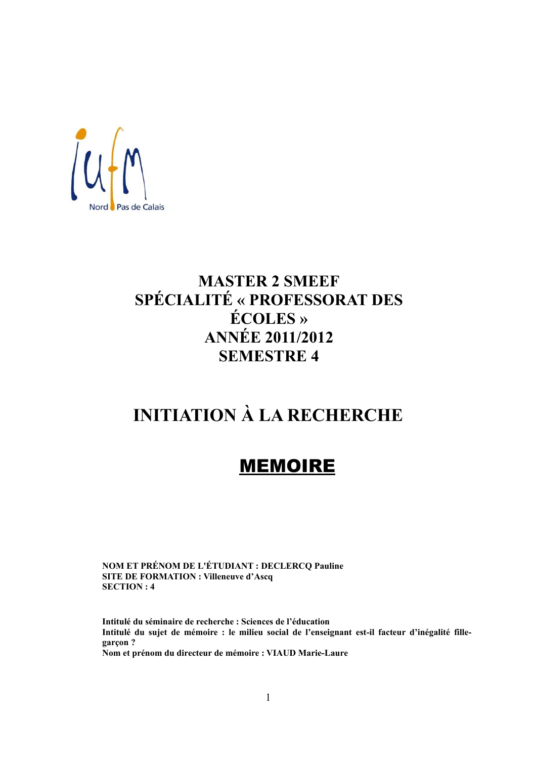iufm

Nord Pas de Calais

# MASTER 2 SMEEF
# SPÉCIALITÉ « PROFESSORAT DES ÉCOLES »
# ANNÉE 2011/2012
# SEMESTRE 4

# INITIATION À LA RECHERCHE

# MEMOIRE

**NOM ET PRÉNOM DE L'ÉTUDIANT : DECLERCQ Pauline**
**SITE DE FORMATION : Villeneuve d'Ascq**
**SECTION : 4**

**Intitulé du séminaire de recherche : Sciences de l'éducation**
**Intitulé du sujet de mémoire : le milieu social de l'enseignant est-il facteur d'inégalité fille-garçon ?**
**Nom et prénom du directeur de mémoire : VIAUD Marie-Laure**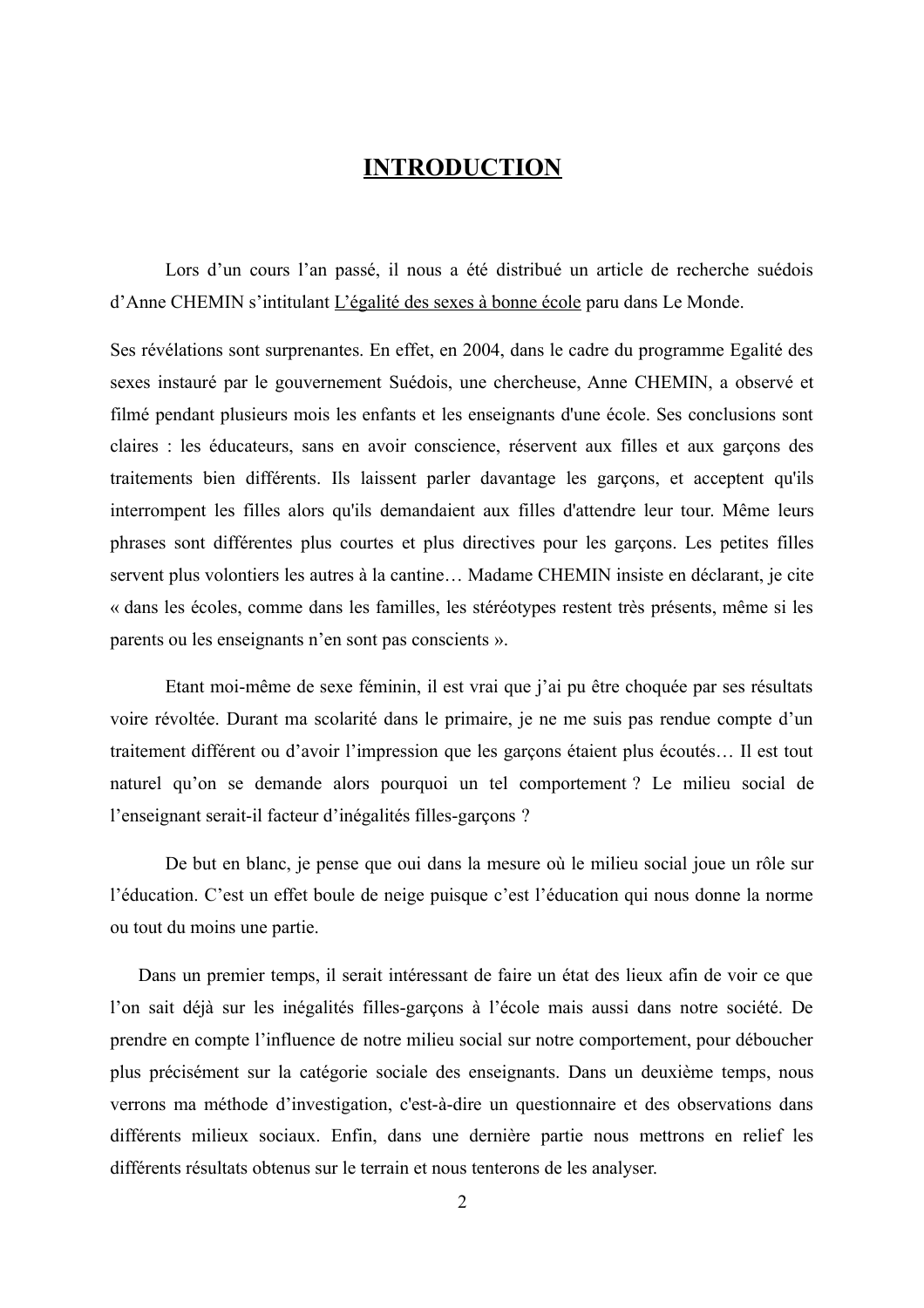# INTRODUCTION

Lors d'un cours l'an passé, il nous a été distribué un article de recherche suédois d'Anne CHEMIN s'intitulant L'égalité des sexes à bonne école paru dans Le Monde.

Ses révélations sont surprenantes. En effet, en 2004, dans le cadre du programme Egalité des sexes instauré par le gouvernement Suédois, une chercheuse, Anne CHEMIN, a observé et filmé pendant plusieurs mois les enfants et les enseignants d'une école. Ses conclusions sont claires : les éducateurs, sans en avoir conscience, réservent aux filles et aux garçons des traitements bien différents. Ils laissent parler davantage les garçons, et acceptent qu'ils interrompent les filles alors qu'ils demandaient aux filles d'attendre leur tour. Même leurs phrases sont différentes plus courtes et plus directives pour les garçons. Les petites filles servent plus volontiers les autres à la cantine… Madame CHEMIN insiste en déclarant, je cite « dans les écoles, comme dans les familles, les stéréotypes restent très présents, même si les parents ou les enseignants n'en sont pas conscients ».

Etant moi-même de sexe féminin, il est vrai que j'ai pu être choquée par ses résultats voire révoltée. Durant ma scolarité dans le primaire, je ne me suis pas rendue compte d'un traitement différent ou d'avoir l'impression que les garçons étaient plus écoutés… Il est tout naturel qu'on se demande alors pourquoi un tel comportement ? Le milieu social de l'enseignant serait-il facteur d'inégalités filles-garçons ?

De but en blanc, je pense que oui dans la mesure où le milieu social joue un rôle sur l'éducation. C'est un effet boule de neige puisque c'est l'éducation qui nous donne la norme ou tout du moins une partie.

Dans un premier temps, il serait intéressant de faire un état des lieux afin de voir ce que l'on sait déjà sur les inégalités filles-garçons à l'école mais aussi dans notre société. De prendre en compte l'influence de notre milieu social sur notre comportement, pour déboucher plus précisément sur la catégorie sociale des enseignants. Dans un deuxième temps, nous verrons ma méthode d'investigation, c'est-à-dire un questionnaire et des observations dans différents milieux sociaux. Enfin, dans une dernière partie nous mettrons en relief les différents résultats obtenus sur le terrain et nous tenterons de les analyser.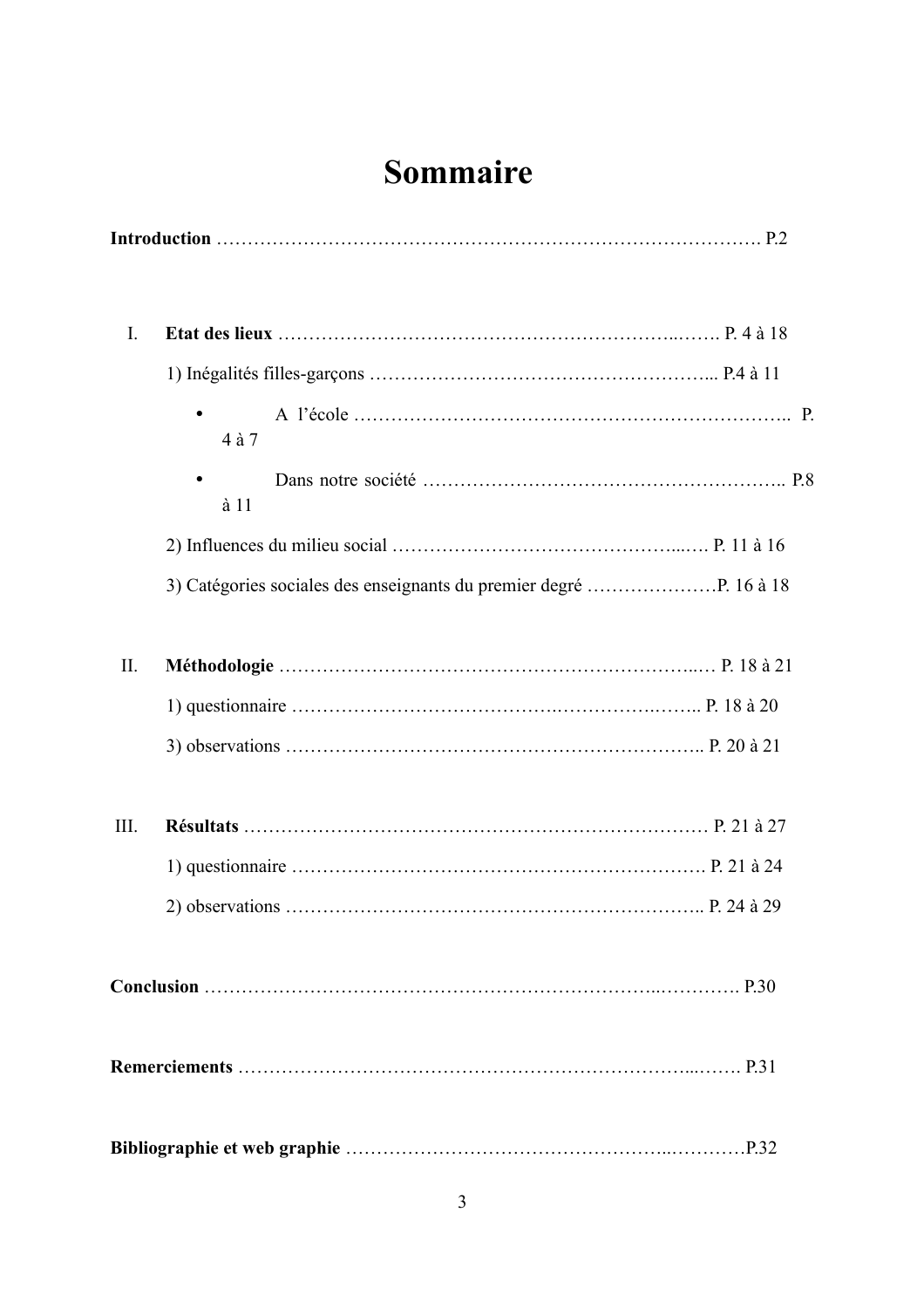# Sommaire

**Introduction** ………………………………………………………………………………. P.2

I. **Etat des lieux** ……………………………………………………………..……. P. 4 à 18

1) Inégalités filles-garçons ……………………………………………………... P.4 à 11

- A l'école ……………………………………………………………….. P. 4 à 7
- Dans notre société ………………………………………………….. P.8 à 11

2) Influences du milieu social ……………………………………….....…. P. 11 à 16

3) Catégories sociales des enseignants du premier degré …………………P. 16 à 18

II. **Méthodologie** …………………………………………………………..… P. 18 à 21

1) questionnaire ……………………………….…………….…….. P. 18 à 20

3) observations ……………………………………………………….. P. 20 à 21

III. **Résultats** ………………………………………………………………… P. 21 à 27

1) questionnaire ………………………………………………………. P. 21 à 24

2) observations ………………………………….…………………….. P. 24 à 29

**Conclusion** ……………………………………………………………...…………. P.30

**Remerciements** …………………………………………………………...……. P.31

**Bibliographie et web graphie** ………………………………………..…………P.32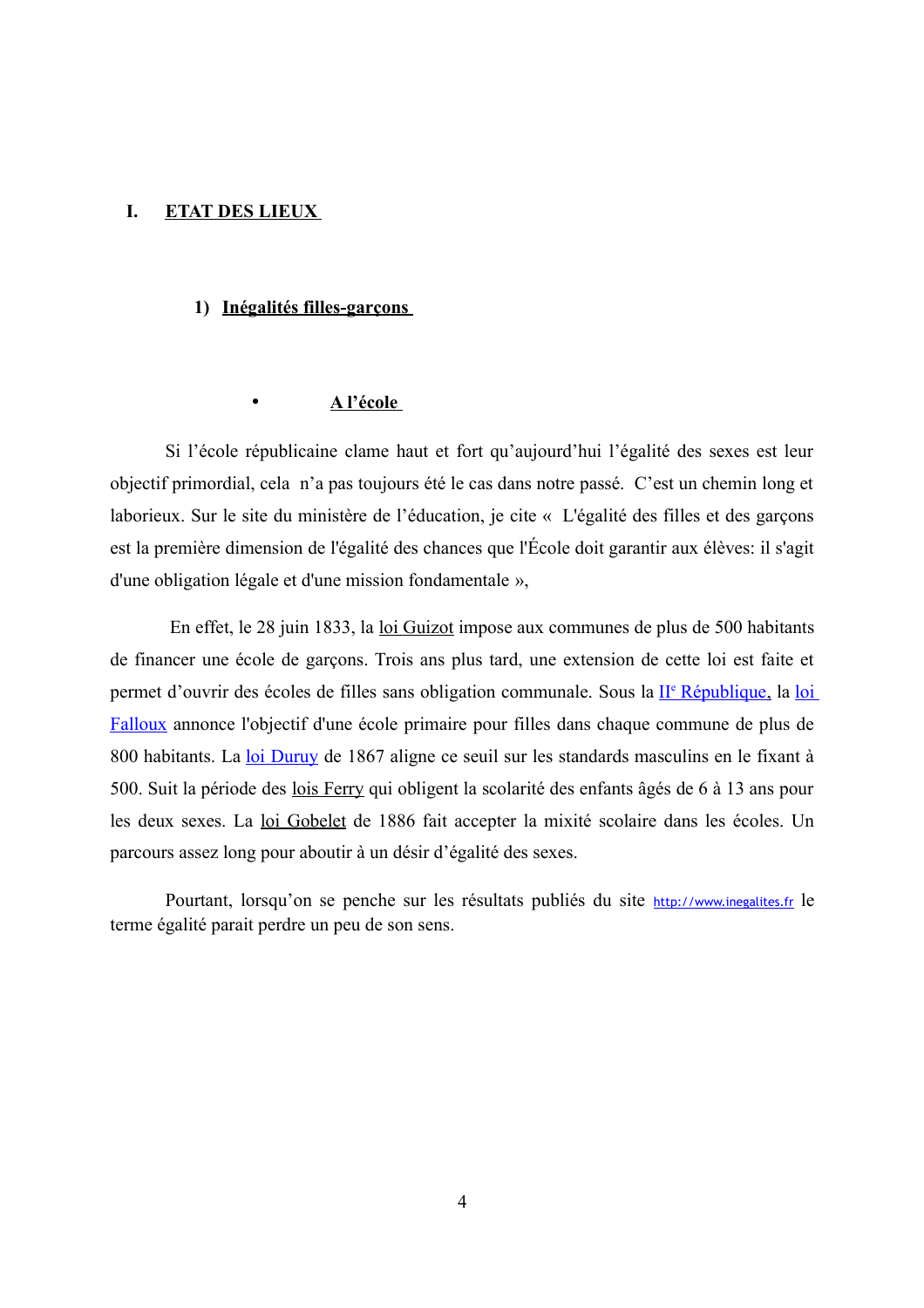# I. ETAT DES LIEUX

## 1) Inégalités filles-garçons

### • A l'école

Si l'école républicaine clame haut et fort qu'aujourd'hui l'égalité des sexes est leur objectif primordial, cela n'a pas toujours été le cas dans notre passé. C'est un chemin long et laborieux. Sur le site du ministère de l'éducation, je cite « L'égalité des filles et des garçons est la première dimension de l'égalité des chances que l'École doit garantir aux élèves: il s'agit d'une obligation légale et d'une mission fondamentale »,

En effet, le 28 juin 1833, la loi Guizot impose aux communes de plus de 500 habitants de financer une école de garçons. Trois ans plus tard, une extension de cette loi est faite et permet d'ouvrir des écoles de filles sans obligation communale. Sous la IIe République, la loi Falloux annonce l'objectif d'une école primaire pour filles dans chaque commune de plus de 800 habitants. La loi Duruy de 1867 aligne ce seuil sur les standards masculins en le fixant à 500. Suit la période des lois Ferry qui obligent la scolarité des enfants âgés de 6 à 13 ans pour les deux sexes. La loi Gobelet de 1886 fait accepter la mixité scolaire dans les écoles. Un parcours assez long pour aboutir à un désir d'égalité des sexes.

Pourtant, lorsqu'on se penche sur les résultats publiés du site http://www.inegalites.fr le terme égalité parait perdre un peu de son sens.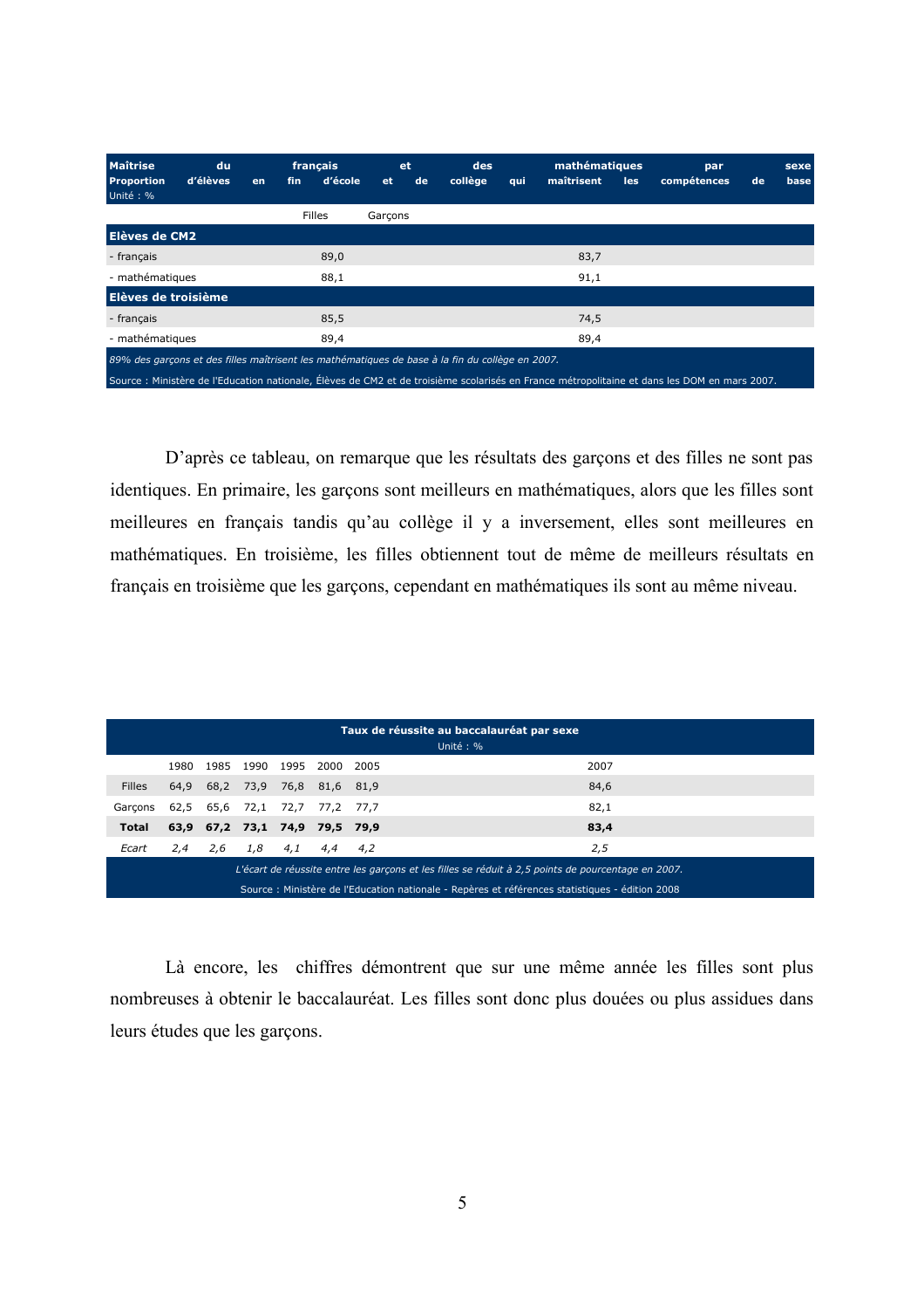| **Maîtrise du français et des mathématiques par sexe**<br>**Proportion d'élèves en fin d'école et de collège qui maîtrisent les compétences de base**<br>Unité : % | | |
|---|---|---|
| | Filles | Garçons |
| **Elèves de CM2** | | |
| - français | 89,0 | 83,7 |
| - mathématiques | 88,1 | 91,1 |
| **Elèves de troisième** | | |
| - français | 85,5 | 74,5 |
| - mathématiques | 89,4 | 89,4 |

*89% des garçons et des filles maîtrisent les mathématiques de base à la fin du collège en 2007.*

Source : Ministère de l'Education nationale, Élèves de CM2 et de troisième scolarisés en France métropolitaine et dans les DOM en mars 2007.

D'après ce tableau, on remarque que les résultats des garçons et des filles ne sont pas identiques. En primaire, les garçons sont meilleurs en mathématiques, alors que les filles sont meilleures en français tandis qu'au collège il y a inversement, elles sont meilleures en mathématiques. En troisième, les filles obtiennent tout de même de meilleurs résultats en français en troisième que les garçons, cependant en mathématiques ils sont au même niveau.

**Taux de réussite au baccalauréat par sexe**
Unité : %

| | 1980 | 1985 | 1990 | 1995 | 2000 | 2005 | 2007 |
|---|---|---|---|---|---|---|---|
| Filles | 64,9 | 68,2 | 73,9 | 76,8 | 81,6 | 81,9 | 84,6 |
| Garçons | 62,5 | 65,6 | 72,1 | 72,7 | 77,2 | 77,7 | 82,1 |
| **Total** | **63,9** | **67,2** | **73,1** | **74,9** | **79,5** | **79,9** | **83,4** |
| *Ecart* | *2,4* | *2,6* | *1,8* | *4,1* | *4,4* | *4,2* | *2,5* |

*L'écart de réussite entre les garçons et les filles se réduit à 2,5 points de pourcentage en 2007.*

Source : Ministère de l'Education nationale - Repères et références statistiques - édition 2008

Là encore, les chiffres démontrent que sur une même année les filles sont plus nombreuses à obtenir le baccalauréat. Les filles sont donc plus douées ou plus assidues dans leurs études que les garçons.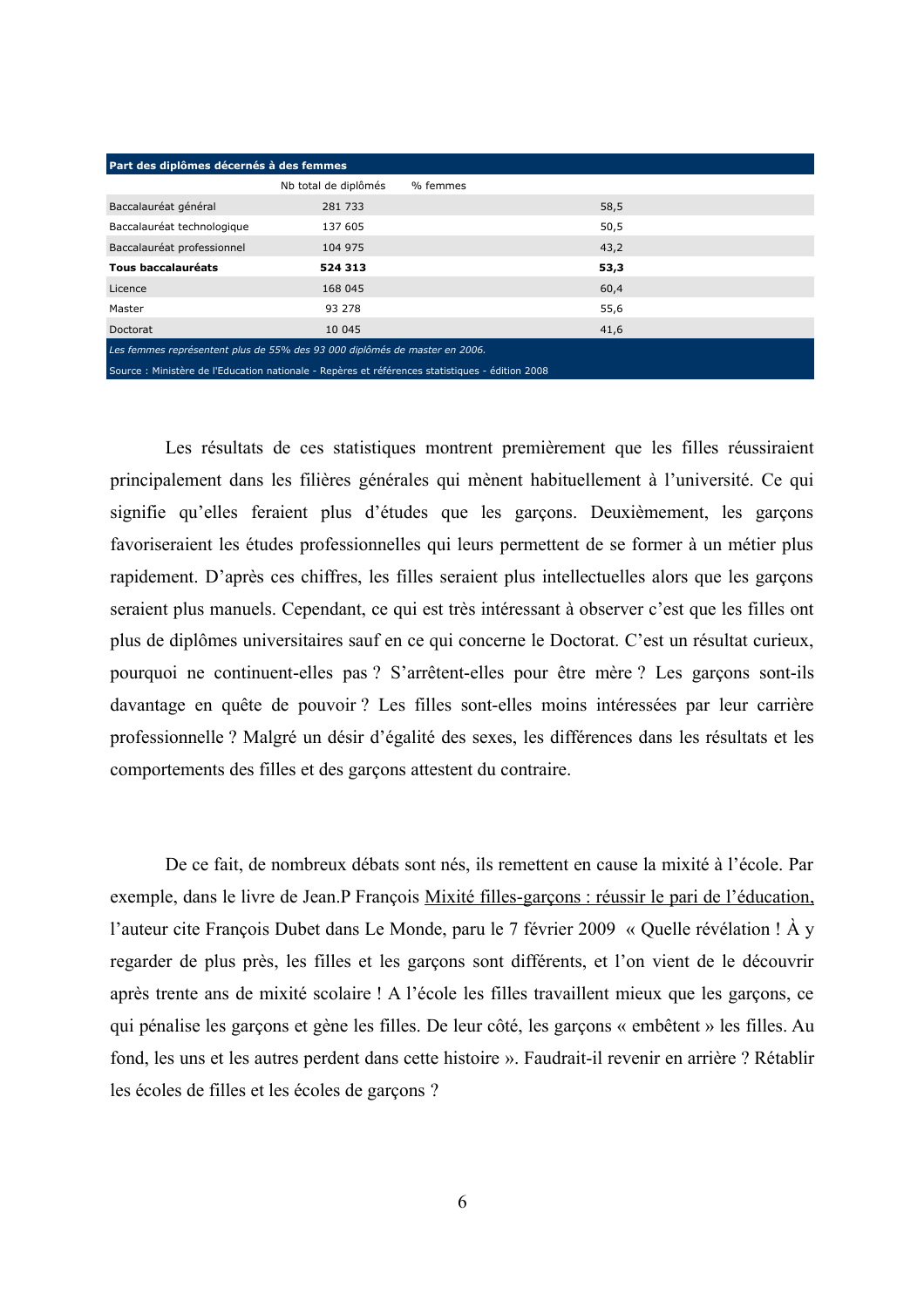| Part des diplômes décernés à des femmes | | |
|---|---|---|
| | Nb total de diplômés | % femmes |
| Baccalauréat général | 281 733 | 58,5 |
| Baccalauréat technologique | 137 605 | 50,5 |
| Baccalauréat professionnel | 104 975 | 43,2 |
| **Tous baccalauréats** | **524 313** | **53,3** |
| Licence | 168 045 | 60,4 |
| Master | 93 278 | 55,6 |
| Doctorat | 10 045 | 41,6 |

*Les femmes représentent plus de 55% des 93 000 diplômés de master en 2006.*

Source : Ministère de l'Education nationale - Repères et références statistiques - édition 2008

Les résultats de ces statistiques montrent premièrement que les filles réussiraient principalement dans les filières générales qui mènent habituellement à l'université. Ce qui signifie qu'elles feraient plus d'études que les garçons. Deuxièmement, les garçons favoriseraient les études professionnelles qui leurs permettent de se former à un métier plus rapidement. D'après ces chiffres, les filles seraient plus intellectuelles alors que les garçons seraient plus manuels. Cependant, ce qui est très intéressant à observer c'est que les filles ont plus de diplômes universitaires sauf en ce qui concerne le Doctorat. C'est un résultat curieux, pourquoi ne continuent-elles pas ? S'arrêtent-elles pour être mère ? Les garçons sont-ils davantage en quête de pouvoir ? Les filles sont-elles moins intéressées par leur carrière professionnelle ? Malgré un désir d'égalité des sexes, les différences dans les résultats et les comportements des filles et des garçons attestent du contraire.

De ce fait, de nombreux débats sont nés, ils remettent en cause la mixité à l'école. Par exemple, dans le livre de Jean.P François Mixité filles-garçons : réussir le pari de l'éducation, l'auteur cite François Dubet dans Le Monde, paru le 7 février 2009 « Quelle révélation ! À y regarder de plus près, les filles et les garçons sont différents, et l'on vient de le découvrir après trente ans de mixité scolaire ! A l'école les filles travaillent mieux que les garçons, ce qui pénalise les garçons et gène les filles. De leur côté, les garçons « embêtent » les filles. Au fond, les uns et les autres perdent dans cette histoire ». Faudrait-il revenir en arrière ? Rétablir les écoles de filles et les écoles de garçons ?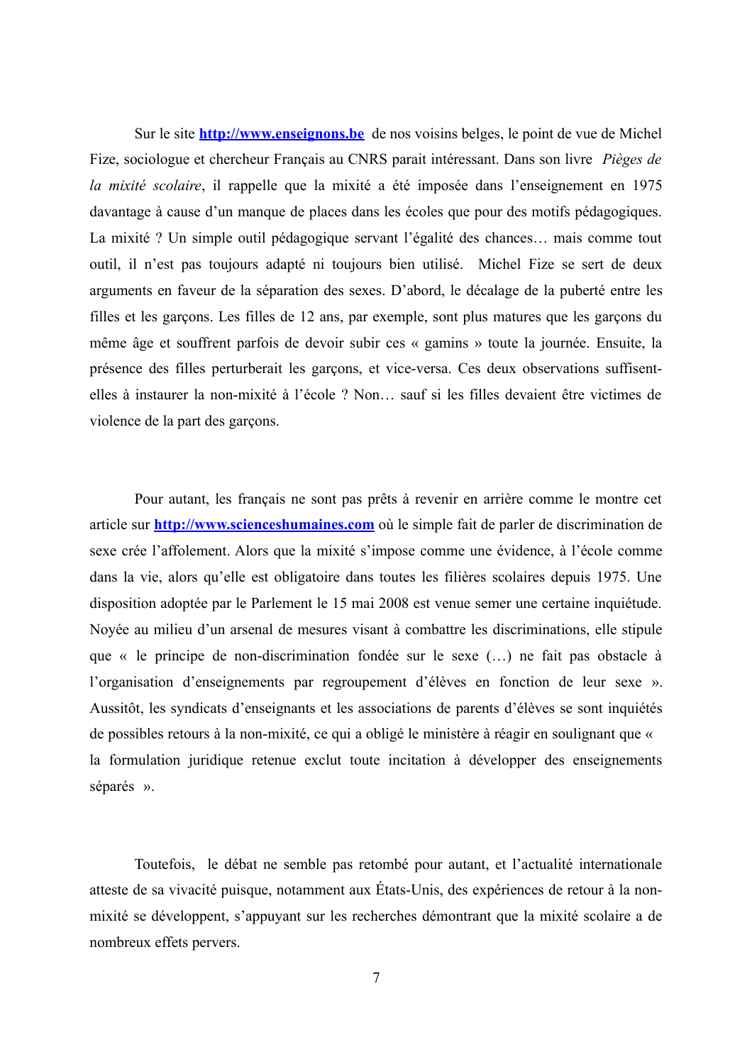Sur le site **http://www.enseignons.be** de nos voisins belges, le point de vue de Michel Fize, sociologue et chercheur Français au CNRS parait intéressant. Dans son livre *Pièges de la mixité scolaire*, il rappelle que la mixité a été imposée dans l'enseignement en 1975 davantage à cause d'un manque de places dans les écoles que pour des motifs pédagogiques. La mixité ? Un simple outil pédagogique servant l'égalité des chances… mais comme tout outil, il n'est pas toujours adapté ni toujours bien utilisé. Michel Fize se sert de deux arguments en faveur de la séparation des sexes. D'abord, le décalage de la puberté entre les filles et les garçons. Les filles de 12 ans, par exemple, sont plus matures que les garçons du même âge et souffrent parfois de devoir subir ces « gamins » toute la journée. Ensuite, la présence des filles perturberait les garçons, et vice-versa. Ces deux observations suffisent-elles à instaurer la non-mixité à l'école ? Non… sauf si les filles devaient être victimes de violence de la part des garçons.

Pour autant, les français ne sont pas prêts à revenir en arrière comme le montre cet article sur **http://www.sciencehumaines.com** où le simple fait de parler de discrimination de sexe crée l'affolement. Alors que la mixité s'impose comme une évidence, à l'école comme dans la vie, alors qu'elle est obligatoire dans toutes les filières scolaires depuis 1975. Une disposition adoptée par le Parlement le 15 mai 2008 est venue semer une certaine inquiétude. Noyée au milieu d'un arsenal de mesures visant à combattre les discriminations, elle stipule que « le principe de non-discrimination fondée sur le sexe (…) ne fait pas obstacle à l'organisation d'enseignements par regroupement d'élèves en fonction de leur sexe ». Aussitôt, les syndicats d'enseignants et les associations de parents d'élèves se sont inquiétés de possibles retours à la non-mixité, ce qui a obligé le ministère à réagir en soulignant que « la formulation juridique retenue exclut toute incitation à développer des enseignements séparés ».

Toutefois, le débat ne semble pas retombé pour autant, et l'actualité internationale atteste de sa vivacité puisque, notamment aux États-Unis, des expériences de retour à la non-mixité se développent, s'appuyant sur les recherches démontrant que la mixité scolaire a de nombreux effets pervers.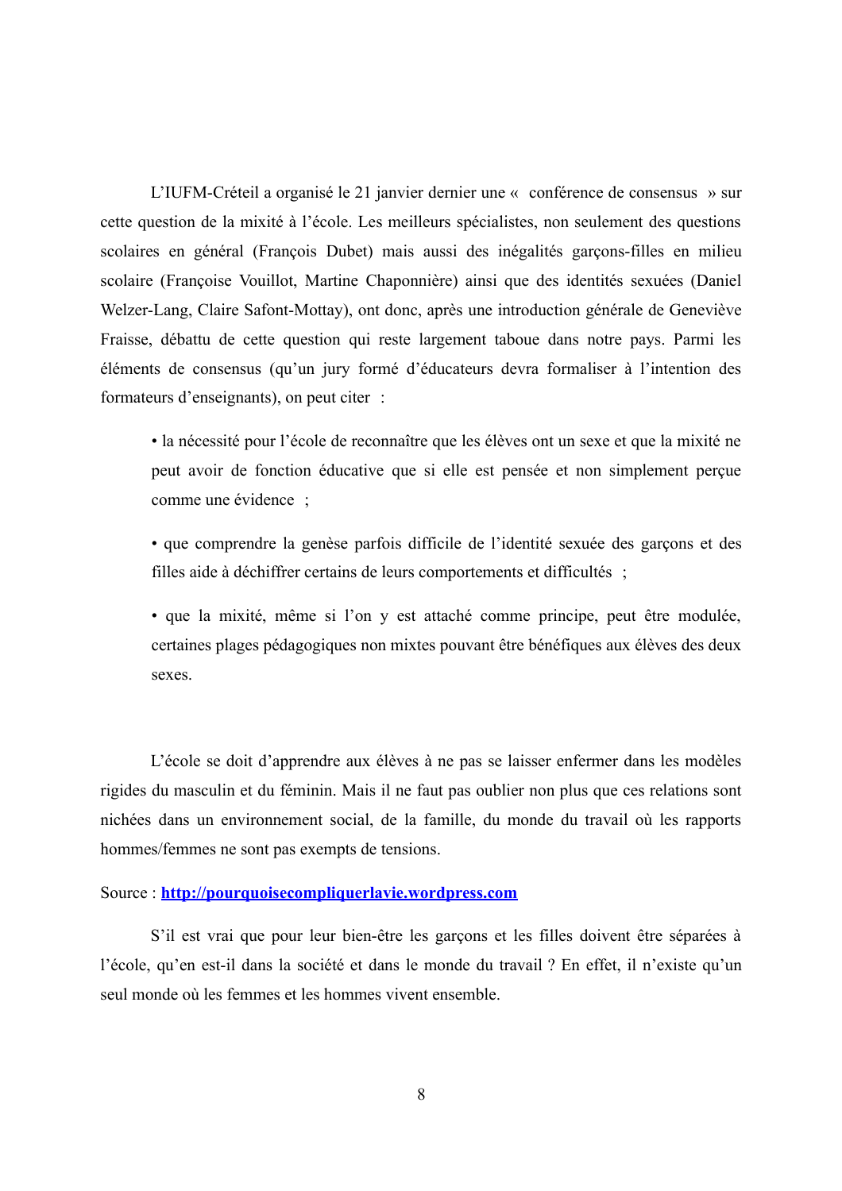L'IUFM-Créteil a organisé le 21 janvier dernier une « conférence de consensus » sur cette question de la mixité à l'école. Les meilleurs spécialistes, non seulement des questions scolaires en général (François Dubet) mais aussi des inégalités garçons-filles en milieu scolaire (Françoise Vouillot, Martine Chaponnière) ainsi que des identités sexuées (Daniel Welzer-Lang, Claire Safont-Mottay), ont donc, après une introduction générale de Geneviève Fraisse, débattu de cette question qui reste largement taboue dans notre pays. Parmi les éléments de consensus (qu'un jury formé d'éducateurs devra formaliser à l'intention des formateurs d'enseignants), on peut citer :

> • la nécessité pour l'école de reconnaître que les élèves ont un sexe et que la mixité ne peut avoir de fonction éducative que si elle est pensée et non simplement perçue comme une évidence ;
>
> • que comprendre la genèse parfois difficile de l'identité sexuée des garçons et des filles aide à déchiffrer certains de leurs comportements et difficultés ;
>
> • que la mixité, même si l'on y est attaché comme principe, peut être modulée, certaines plages pédagogiques non mixtes pouvant être bénéfiques aux élèves des deux sexes.

L'école se doit d'apprendre aux élèves à ne pas se laisser enfermer dans les modèles rigides du masculin et du féminin. Mais il ne faut pas oublier non plus que ces relations sont nichées dans un environnement social, de la famille, du monde du travail où les rapports hommes/femmes ne sont pas exempts de tensions.

Source : **[http://pourquoisecompliquerlavie.wordpress.com](http://pourquoisecompliquerlavie.wordpress.com)**

S'il est vrai que pour leur bien-être les garçons et les filles doivent être séparées à l'école, qu'en est-il dans la société et dans le monde du travail ? En effet, il n'existe qu'un seul monde où les femmes et les hommes vivent ensemble.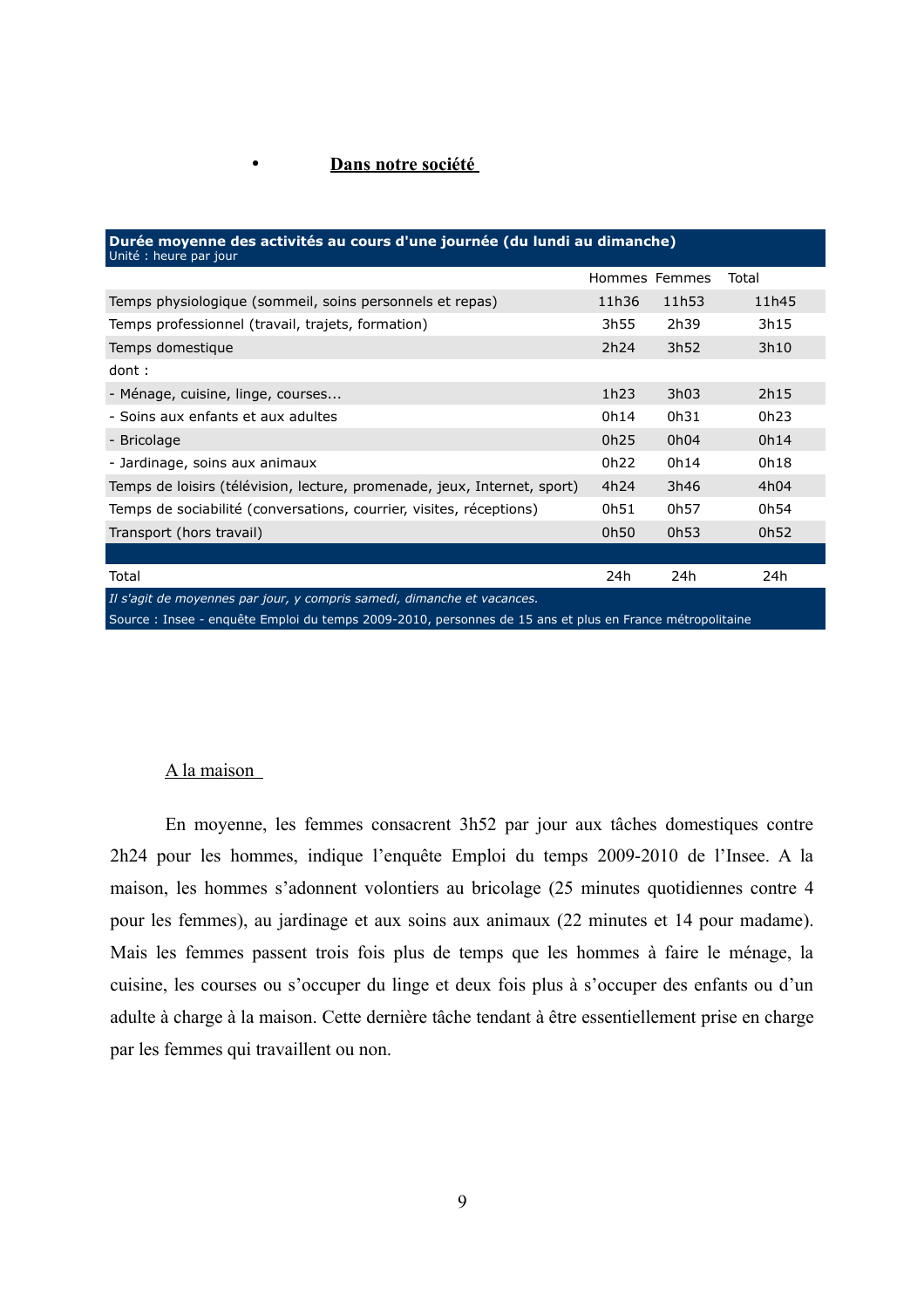- **<u>Dans notre société</u>**

| **Durée moyenne des activités au cours d'une journée (du lundi au dimanche)** Unité : heure par jour | | | |
|---|---|---|---|
| | Hommes | Femmes | Total |
| Temps physiologique (sommeil, soins personnels et repas) | 11h36 | 11h53 | 11h45 |
| Temps professionnel (travail, trajets, formation) | 3h55 | 2h39 | 3h15 |
| Temps domestique | 2h24 | 3h52 | 3h10 |
| dont : | | | |
| - Ménage, cuisine, linge, courses... | 1h23 | 3h03 | 2h15 |
| - Soins aux enfants et aux adultes | 0h14 | 0h31 | 0h23 |
| - Bricolage | 0h25 | 0h04 | 0h14 |
| - Jardinage, soins aux animaux | 0h22 | 0h14 | 0h18 |
| Temps de loisirs (télévision, lecture, promenade, jeux, Internet, sport) | 4h24 | 3h46 | 4h04 |
| Temps de sociabilité (conversations, courrier, visites, réceptions) | 0h51 | 0h57 | 0h54 |
| Transport (hors travail) | 0h50 | 0h53 | 0h52 |
| | | | |
| Total | 24h | 24h | 24h |

*Il s'agit de moyennes par jour, y compris samedi, dimanche et vacances.*

Source : Insee - enquête Emploi du temps 2009-2010, personnes de 15 ans et plus en France métropolitaine

<u>A la maison</u>

En moyenne, les femmes consacrent 3h52 par jour aux tâches domestiques contre 2h24 pour les hommes, indique l'enquête Emploi du temps 2009-2010 de l'Insee. A la maison, les hommes s'adonnent volontiers au bricolage (25 minutes quotidiennes contre 4 pour les femmes), au jardinage et aux soins aux animaux (22 minutes et 14 pour madame). Mais les femmes passent trois fois plus de temps que les hommes à faire le ménage, la cuisine, les courses ou s'occuper du linge et deux fois plus à s'occuper des enfants ou d'un adulte à charge à la maison. Cette dernière tâche tendant à être essentiellement prise en charge par les femmes qui travaillent ou non.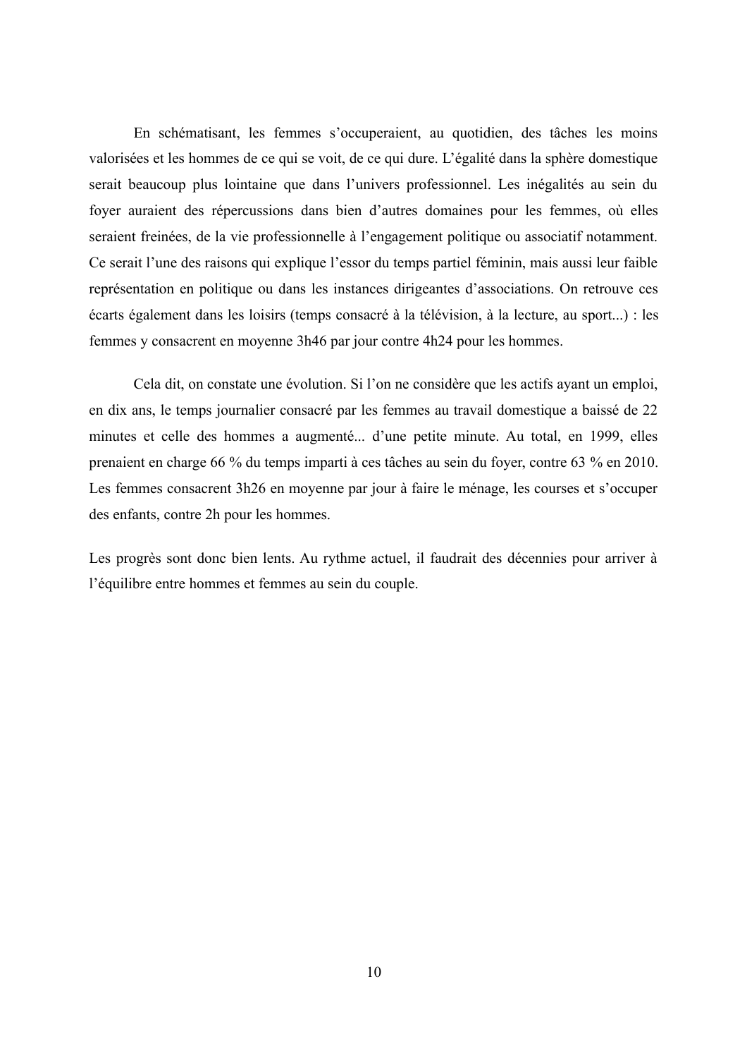En schématisant, les femmes s'occuperaient, au quotidien, des tâches les moins valorisées et les hommes de ce qui se voit, de ce qui dure. L'égalité dans la sphère domestique serait beaucoup plus lointaine que dans l'univers professionnel. Les inégalités au sein du foyer auraient des répercussions dans bien d'autres domaines pour les femmes, où elles seraient freinées, de la vie professionnelle à l'engagement politique ou associatif notamment. Ce serait l'une des raisons qui explique l'essor du temps partiel féminin, mais aussi leur faible représentation en politique ou dans les instances dirigeantes d'associations. On retrouve ces écarts également dans les loisirs (temps consacré à la télévision, à la lecture, au sport...) : les femmes y consacrent en moyenne 3h46 par jour contre 4h24 pour les hommes.

Cela dit, on constate une évolution. Si l'on ne considère que les actifs ayant un emploi, en dix ans, le temps journalier consacré par les femmes au travail domestique a baissé de 22 minutes et celle des hommes a augmenté... d'une petite minute. Au total, en 1999, elles prenaient en charge 66 % du temps imparti à ces tâches au sein du foyer, contre 63 % en 2010. Les femmes consacrent 3h26 en moyenne par jour à faire le ménage, les courses et s'occuper des enfants, contre 2h pour les hommes.

Les progrès sont donc bien lents. Au rythme actuel, il faudrait des décennies pour arriver à l'équilibre entre hommes et femmes au sein du couple.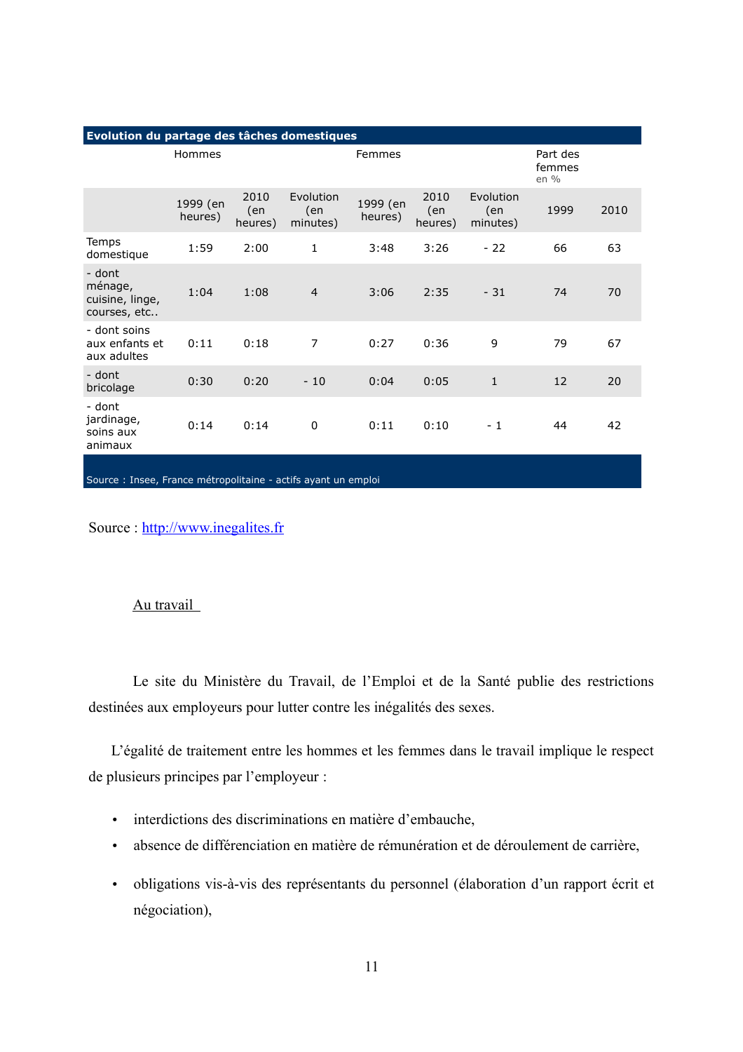| Evolution du partage des tâches domestiques | | | | | | | | |
|---|---|---|---|---|---|---|---|---|
| | Hommes | | | Femmes | | | Part des femmes en % | |
| | 1999 (en heures) | 2010 (en heures) | Evolution (en minutes) | 1999 (en heures) | 2010 (en heures) | Evolution (en minutes) | 1999 | 2010 |
| Temps domestique | 1:59 | 2:00 | 1 | 3:48 | 3:26 | - 22 | 66 | 63 |
| - dont ménage, cuisine, linge, courses, etc.. | 1:04 | 1:08 | 4 | 3:06 | 2:35 | - 31 | 74 | 70 |
| - dont soins aux enfants et aux adultes | 0:11 | 0:18 | 7 | 0:27 | 0:36 | 9 | 79 | 67 |
| - dont bricolage | 0:30 | 0:20 | - 10 | 0:04 | 0:05 | 1 | 12 | 20 |
| - dont jardinage, soins aux animaux | 0:14 | 0:14 | 0 | 0:11 | 0:10 | - 1 | 44 | 42 |

Source : Insee, France métropolitaine - actifs ayant un emploi

Source : http://www.inegalites.fr

## Au travail

Le site du Ministère du Travail, de l'Emploi et de la Santé publie des restrictions destinées aux employeurs pour lutter contre les inégalités des sexes.

L'égalité de traitement entre les hommes et les femmes dans le travail implique le respect de plusieurs principes par l'employeur :

- interdictions des discriminations en matière d'embauche,
- absence de différenciation en matière de rémunération et de déroulement de carrière,
- obligations vis-à-vis des représentants du personnel (élaboration d'un rapport écrit et négociation),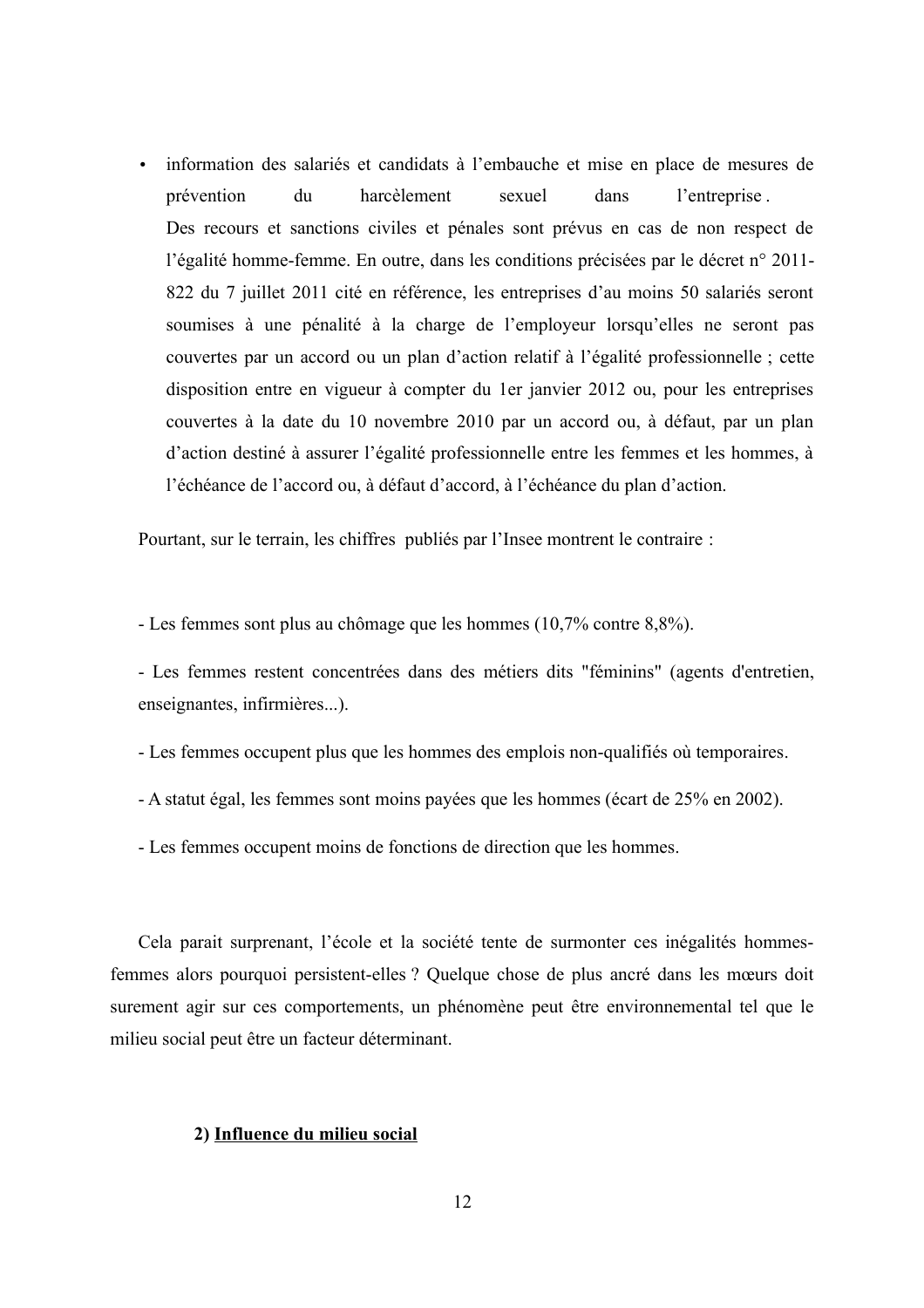- information des salariés et candidats à l'embauche et mise en place de mesures de prévention du harcèlement sexuel dans l'entreprise . Des recours et sanctions civiles et pénales sont prévus en cas de non respect de l'égalité homme-femme. En outre, dans les conditions précisées par le décret n° 2011-822 du 7 juillet 2011 cité en référence, les entreprises d'au moins 50 salariés seront soumises à une pénalité à la charge de l'employeur lorsqu'elles ne seront pas couvertes par un accord ou un plan d'action relatif à l'égalité professionnelle ; cette disposition entre en vigueur à compter du 1er janvier 2012 ou, pour les entreprises couvertes à la date du 10 novembre 2010 par un accord ou, à défaut, par un plan d'action destiné à assurer l'égalité professionnelle entre les femmes et les hommes, à l'échéance de l'accord ou, à défaut d'accord, à l'échéance du plan d'action.

Pourtant, sur le terrain, les chiffres publiés par l'Insee montrent le contraire :

- Les femmes sont plus au chômage que les hommes (10,7% contre 8,8%).
- Les femmes restent concentrées dans des métiers dits "féminins" (agents d'entretien, enseignantes, infirmières...).
- Les femmes occupent plus que les hommes des emplois non-qualifiés où temporaires.
- A statut égal, les femmes sont moins payées que les hommes (écart de 25% en 2002).
- Les femmes occupent moins de fonctions de direction que les hommes.

Cela parait surprenant, l'école et la société tente de surmonter ces inégalités hommes-femmes alors pourquoi persistent-elles ? Quelque chose de plus ancré dans les mœurs doit surement agir sur ces comportements, un phénomène peut être environnemental tel que le milieu social peut être un facteur déterminant.

### 2) Influence du milieu social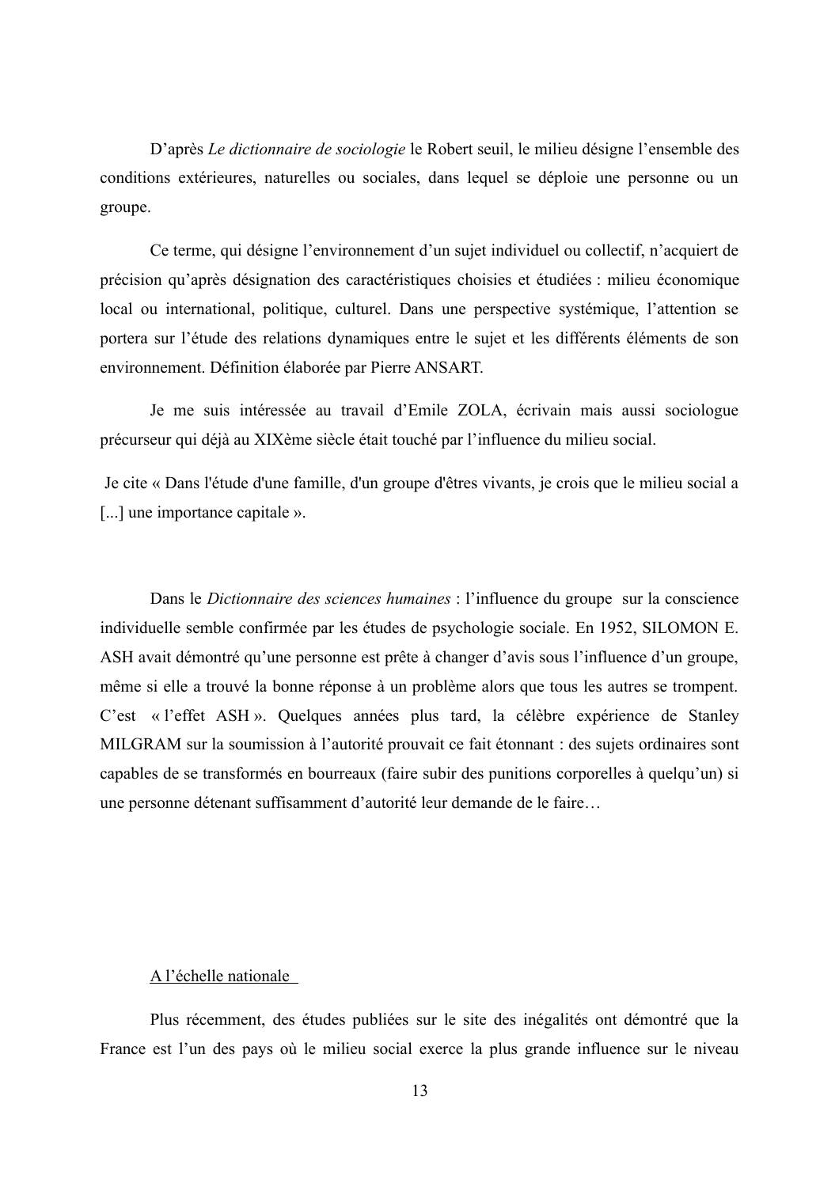D'après *Le dictionnaire de sociologie* le Robert seuil, le milieu désigne l'ensemble des conditions extérieures, naturelles ou sociales, dans lequel se déploie une personne ou un groupe.

Ce terme, qui désigne l'environnement d'un sujet individuel ou collectif, n'acquiert de précision qu'après désignation des caractéristiques choisies et étudiées : milieu économique local ou international, politique, culturel. Dans une perspective systémique, l'attention se portera sur l'étude des relations dynamiques entre le sujet et les différents éléments de son environnement. Définition élaborée par Pierre ANSART.

Je me suis intéressée au travail d'Emile ZOLA, écrivain mais aussi sociologue précurseur qui déjà au XIXème siècle était touché par l'influence du milieu social.

Je cite « Dans l'étude d'une famille, d'un groupe d'êtres vivants, je crois que le milieu social a [...] une importance capitale ».

Dans le *Dictionnaire des sciences humaines* : l'influence du groupe sur la conscience individuelle semble confirmée par les études de psychologie sociale. En 1952, SILOMON E. ASH avait démontré qu'une personne est prête à changer d'avis sous l'influence d'un groupe, même si elle a trouvé la bonne réponse à un problème alors que tous les autres se trompent. C'est « l'effet ASH ». Quelques années plus tard, la célèbre expérience de Stanley MILGRAM sur la soumission à l'autorité prouvait ce fait étonnant : des sujets ordinaires sont capables de se transformés en bourreaux (faire subir des punitions corporelles à quelqu'un) si une personne détenant suffisamment d'autorité leur demande de le faire…

A l'échelle nationale

Plus récemment, des études publiées sur le site des inégalités ont démontré que la France est l'un des pays où le milieu social exerce la plus grande influence sur le niveau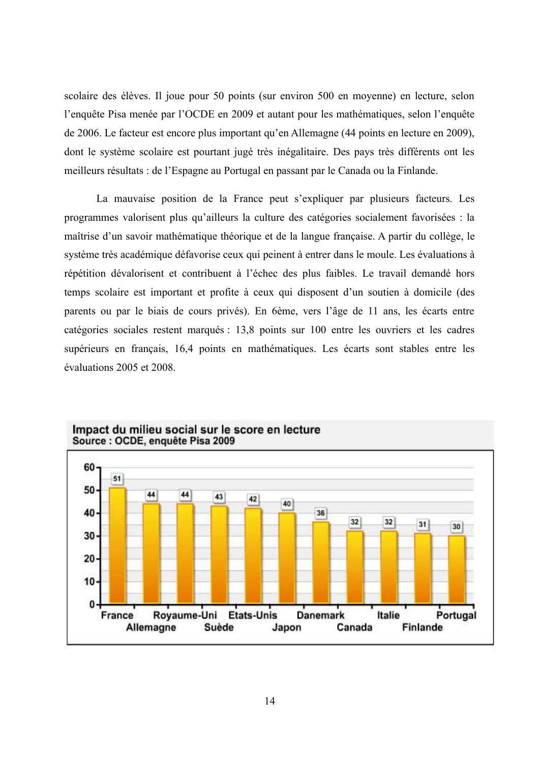scolaire des élèves. Il joue pour 50 points (sur environ 500 en moyenne) en lecture, selon l'enquête Pisa menée par l'OCDE en 2009 et autant pour les mathématiques, selon l'enquête de 2006. Le facteur est encore plus important qu'en Allemagne (44 points en lecture en 2009), dont le système scolaire est pourtant jugé très inégalitaire. Des pays très différents ont les meilleurs résultats : de l'Espagne au Portugal en passant par le Canada ou la Finlande.

La mauvaise position de la France peut s'expliquer par plusieurs facteurs. Les programmes valorisent plus qu'ailleurs la culture des catégories socialement favorisées : la maîtrise d'un savoir mathématique théorique et de la langue française. A partir du collège, le système très académique défavorise ceux qui peinent à entrer dans le moule. Les évaluations à répétition dévalorisent et contribuent à l'échec des plus faibles. Le travail demandé hors temps scolaire est important et profite à ceux qui disposent d'un soutien à domicile (des parents ou par le biais de cours privés). En 6ème, vers l'âge de 11 ans, les écarts entre catégories sociales restent marqués : 13,8 points sur 100 entre les ouvriers et les cadres supérieurs en français, 16,4 points en mathématiques. Les écarts sont stables entre les évaluations 2005 et 2008.

**Impact du milieu social sur le score en lecture**
**Source : OCDE, enquête Pisa 2009**

| Pays | Score |
|---|---|
| France | 51 |
| Allemagne | 44 |
| Royaume-Uni | 44 |
| Suède | 43 |
| Etats-Unis | 42 |
| Japon | 40 |
| Danemark | 36 |
| Canada | 32 |
| Italie | 32 |
| Finlande | 31 |
| Portugal | 30 |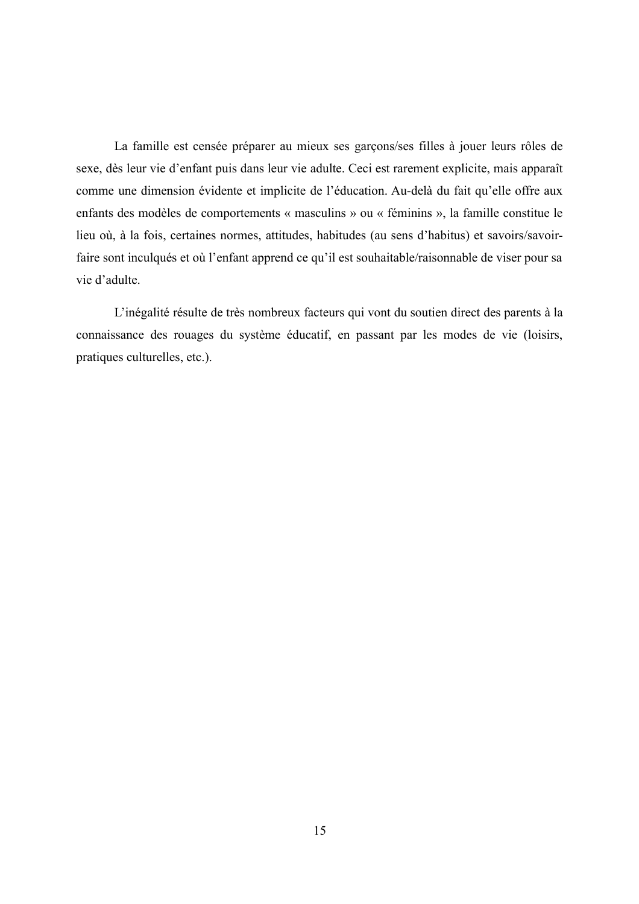La famille est censée préparer au mieux ses garçons/ses filles à jouer leurs rôles de sexe, dès leur vie d'enfant puis dans leur vie adulte. Ceci est rarement explicite, mais apparaît comme une dimension évidente et implicite de l'éducation. Au-delà du fait qu'elle offre aux enfants des modèles de comportements « masculins » ou « féminins », la famille constitue le lieu où, à la fois, certaines normes, attitudes, habitudes (au sens d'habitus) et savoirs/savoir-faire sont inculqués et où l'enfant apprend ce qu'il est souhaitable/raisonnable de viser pour sa vie d'adulte.

L'inégalité résulte de très nombreux facteurs qui vont du soutien direct des parents à la connaissance des rouages du système éducatif, en passant par les modes de vie (loisirs, pratiques culturelles, etc.).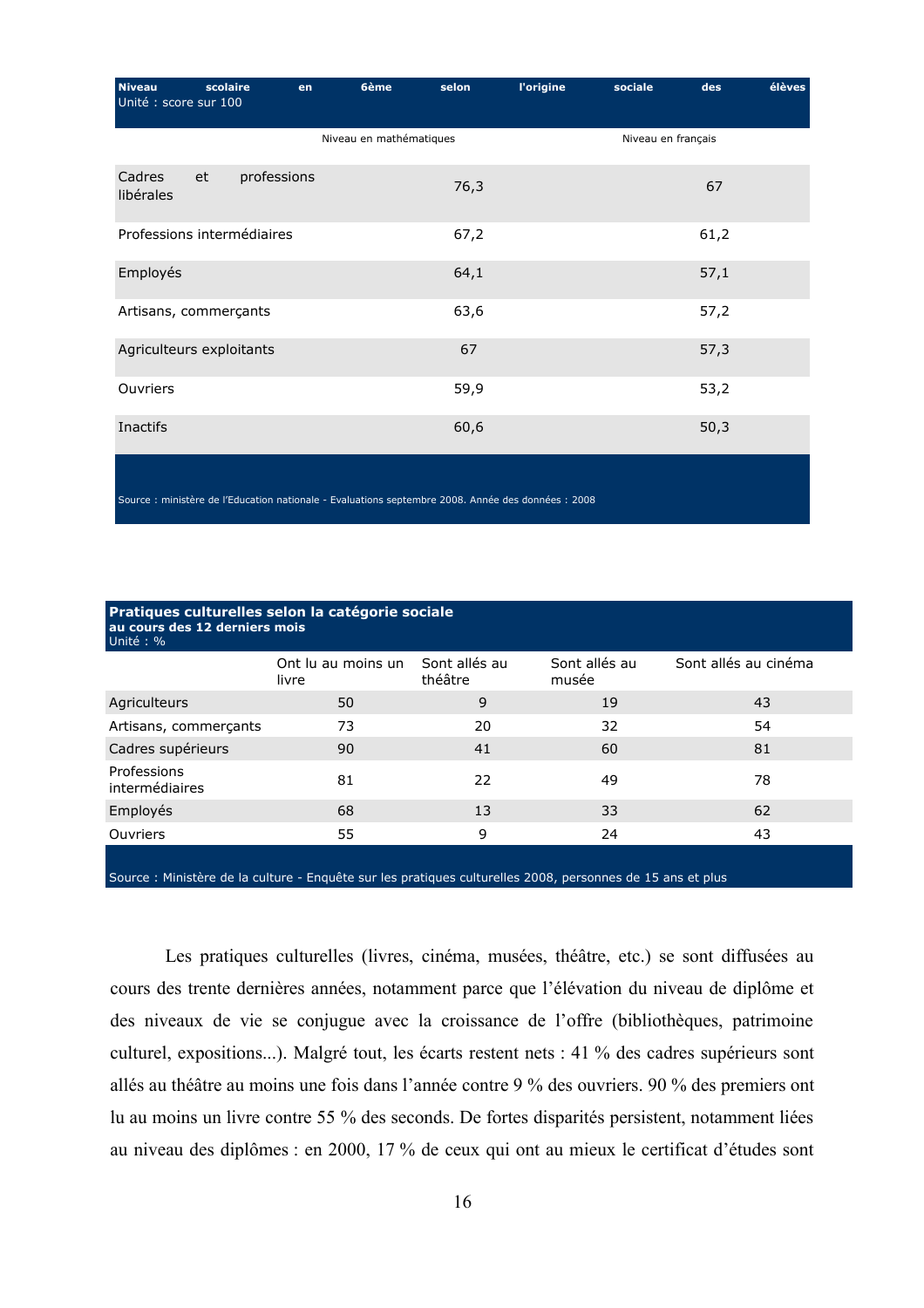**Niveau scolaire en 6ème selon l'origine sociale des élèves**
Unité : score sur 100

| | Niveau en mathématiques | Niveau en français |
|---|---|---|
| Cadres et professions libérales | 76,3 | 67 |
| Professions intermédiaires | 67,2 | 61,2 |
| Employés | 64,1 | 57,1 |
| Artisans, commerçants | 63,6 | 57,2 |
| Agriculteurs exploitants | 67 | 57,3 |
| Ouvriers | 59,9 | 53,2 |
| Inactifs | 60,6 | 50,3 |

Source : ministère de l'Education nationale - Evaluations septembre 2008. Année des données : 2008

**Pratiques culturelles selon la catégorie sociale au cours des 12 derniers mois**
Unité : %

| | Ont lu au moins un livre | Sont allés au théâtre | Sont allés au musée | Sont allés au cinéma |
|---|---|---|---|---|
| Agriculteurs | 50 | 9 | 19 | 43 |
| Artisans, commerçants | 73 | 20 | 32 | 54 |
| Cadres supérieurs | 90 | 41 | 60 | 81 |
| Professions intermédiaires | 81 | 22 | 49 | 78 |
| Employés | 68 | 13 | 33 | 62 |
| Ouvriers | 55 | 9 | 24 | 43 |

Source : Ministère de la culture - Enquête sur les pratiques culturelles 2008, personnes de 15 ans et plus

Les pratiques culturelles (livres, cinéma, musées, théâtre, etc.) se sont diffusées au cours des trente dernières années, notamment parce que l'élévation du niveau de diplôme et des niveaux de vie se conjugue avec la croissance de l'offre (bibliothèques, patrimoine culturel, expositions...). Malgré tout, les écarts restent nets : 41 % des cadres supérieurs sont allés au théâtre au moins une fois dans l'année contre 9 % des ouvriers. 90 % des premiers ont lu au moins un livre contre 55 % des seconds. De fortes disparités persistent, notamment liées au niveau des diplômes : en 2000, 17 % de ceux qui ont au mieux le certificat d'études sont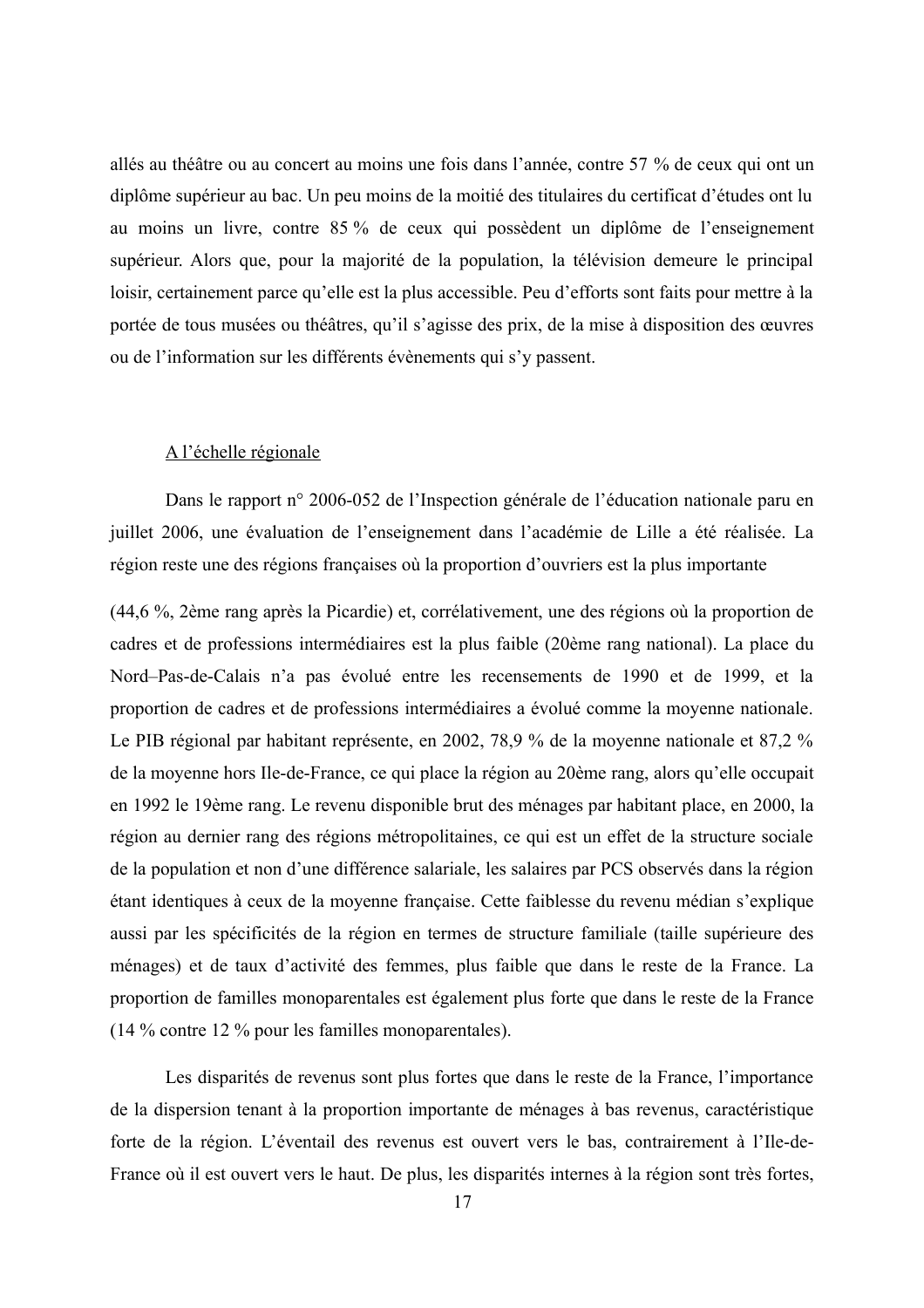allés au théâtre ou au concert au moins une fois dans l'année, contre 57 % de ceux qui ont un diplôme supérieur au bac. Un peu moins de la moitié des titulaires du certificat d'études ont lu au moins un livre, contre 85 % de ceux qui possèdent un diplôme de l'enseignement supérieur. Alors que, pour la majorité de la population, la télévision demeure le principal loisir, certainement parce qu'elle est la plus accessible. Peu d'efforts sont faits pour mettre à la portée de tous musées ou théâtres, qu'il s'agisse des prix, de la mise à disposition des œuvres ou de l'information sur les différents évènements qui s'y passent.

<u>A l'échelle régionale</u>

Dans le rapport n° 2006-052 de l'Inspection générale de l'éducation nationale paru en juillet 2006, une évaluation de l'enseignement dans l'académie de Lille a été réalisée. La région reste une des régions françaises où la proportion d'ouvriers est la plus importante

(44,6 %, 2ème rang après la Picardie) et, corrélativement, une des régions où la proportion de cadres et de professions intermédiaires est la plus faible (20ème rang national). La place du Nord–Pas-de-Calais n'a pas évolué entre les recensements de 1990 et de 1999, et la proportion de cadres et de professions intermédiaires a évolué comme la moyenne nationale. Le PIB régional par habitant représente, en 2002, 78,9 % de la moyenne nationale et 87,2 % de la moyenne hors Ile-de-France, ce qui place la région au 20ème rang, alors qu'elle occupait en 1992 le 19ème rang. Le revenu disponible brut des ménages par habitant place, en 2000, la région au dernier rang des régions métropolitaines, ce qui est un effet de la structure sociale de la population et non d'une différence salariale, les salaires par PCS observés dans la région étant identiques à ceux de la moyenne française. Cette faiblesse du revenu médian s'explique aussi par les spécificités de la région en termes de structure familiale (taille supérieure des ménages) et de taux d'activité des femmes, plus faible que dans le reste de la France. La proportion de familles monoparentales est également plus forte que dans le reste de la France (14 % contre 12 % pour les familles monoparentales).

Les disparités de revenus sont plus fortes que dans le reste de la France, l'importance de la dispersion tenant à la proportion importante de ménages à bas revenus, caractéristique forte de la région. L'éventail des revenus est ouvert vers le bas, contrairement à l'Ile-de-France où il est ouvert vers le haut. De plus, les disparités internes à la région sont très fortes,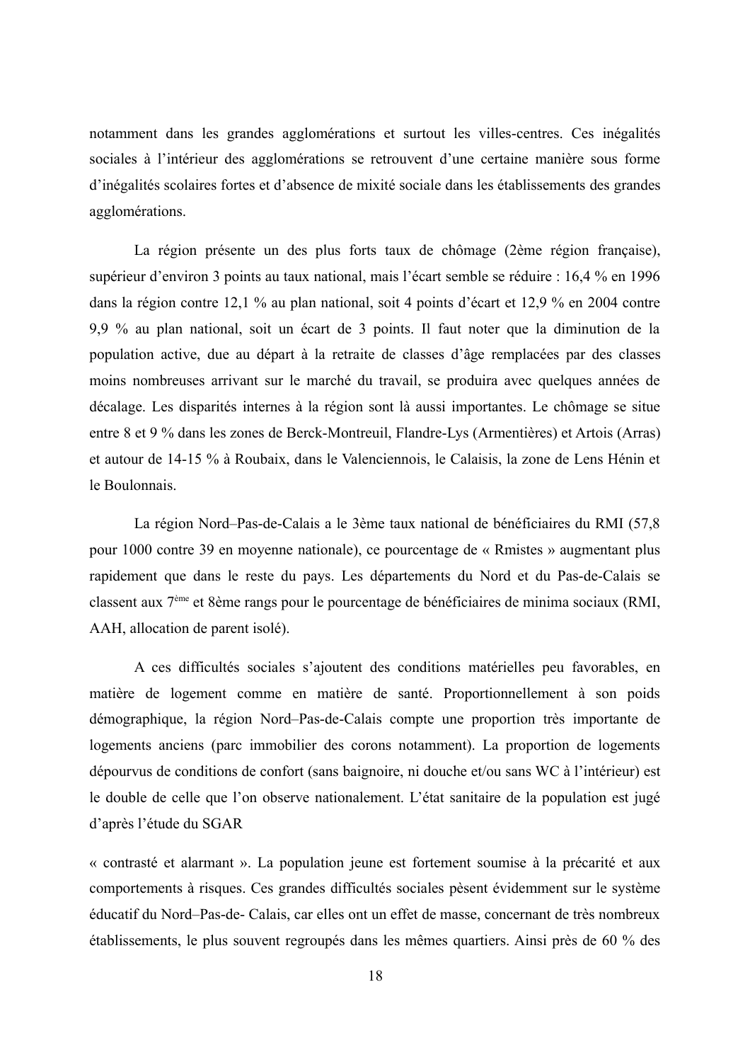notamment dans les grandes agglomérations et surtout les villes-centres. Ces inégalités sociales à l'intérieur des agglomérations se retrouvent d'une certaine manière sous forme d'inégalités scolaires fortes et d'absence de mixité sociale dans les établissements des grandes agglomérations.

La région présente un des plus forts taux de chômage (2ème région française), supérieur d'environ 3 points au taux national, mais l'écart semble se réduire : 16,4 % en 1996 dans la région contre 12,1 % au plan national, soit 4 points d'écart et 12,9 % en 2004 contre 9,9 % au plan national, soit un écart de 3 points. Il faut noter que la diminution de la population active, due au départ à la retraite de classes d'âge remplacées par des classes moins nombreuses arrivant sur le marché du travail, se produira avec quelques années de décalage. Les disparités internes à la région sont là aussi importantes. Le chômage se situe entre 8 et 9 % dans les zones de Berck-Montreuil, Flandre-Lys (Armentières) et Artois (Arras) et autour de 14-15 % à Roubaix, dans le Valenciennois, le Calaisis, la zone de Lens Hénin et le Boulonnais.

La région Nord–Pas-de-Calais a le 3ème taux national de bénéficiaires du RMI (57,8 pour 1000 contre 39 en moyenne nationale), ce pourcentage de « Rmistes » augmentant plus rapidement que dans le reste du pays. Les départements du Nord et du Pas-de-Calais se classent aux 7ème et 8ème rangs pour le pourcentage de bénéficiaires de minima sociaux (RMI, AAH, allocation de parent isolé).

A ces difficultés sociales s'ajoutent des conditions matérielles peu favorables, en matière de logement comme en matière de santé. Proportionnellement à son poids démographique, la région Nord–Pas-de-Calais compte une proportion très importante de logements anciens (parc immobilier des corons notamment). La proportion de logements dépourvus de conditions de confort (sans baignoire, ni douche et/ou sans WC à l'intérieur) est le double de celle que l'on observe nationalement. L'état sanitaire de la population est jugé d'après l'étude du SGAR

« contrasté et alarmant ». La population jeune est fortement soumise à la précarité et aux comportements à risques. Ces grandes difficultés sociales pèsent évidemment sur le système éducatif du Nord–Pas-de- Calais, car elles ont un effet de masse, concernant de très nombreux établissements, le plus souvent regroupés dans les mêmes quartiers. Ainsi près de 60 % des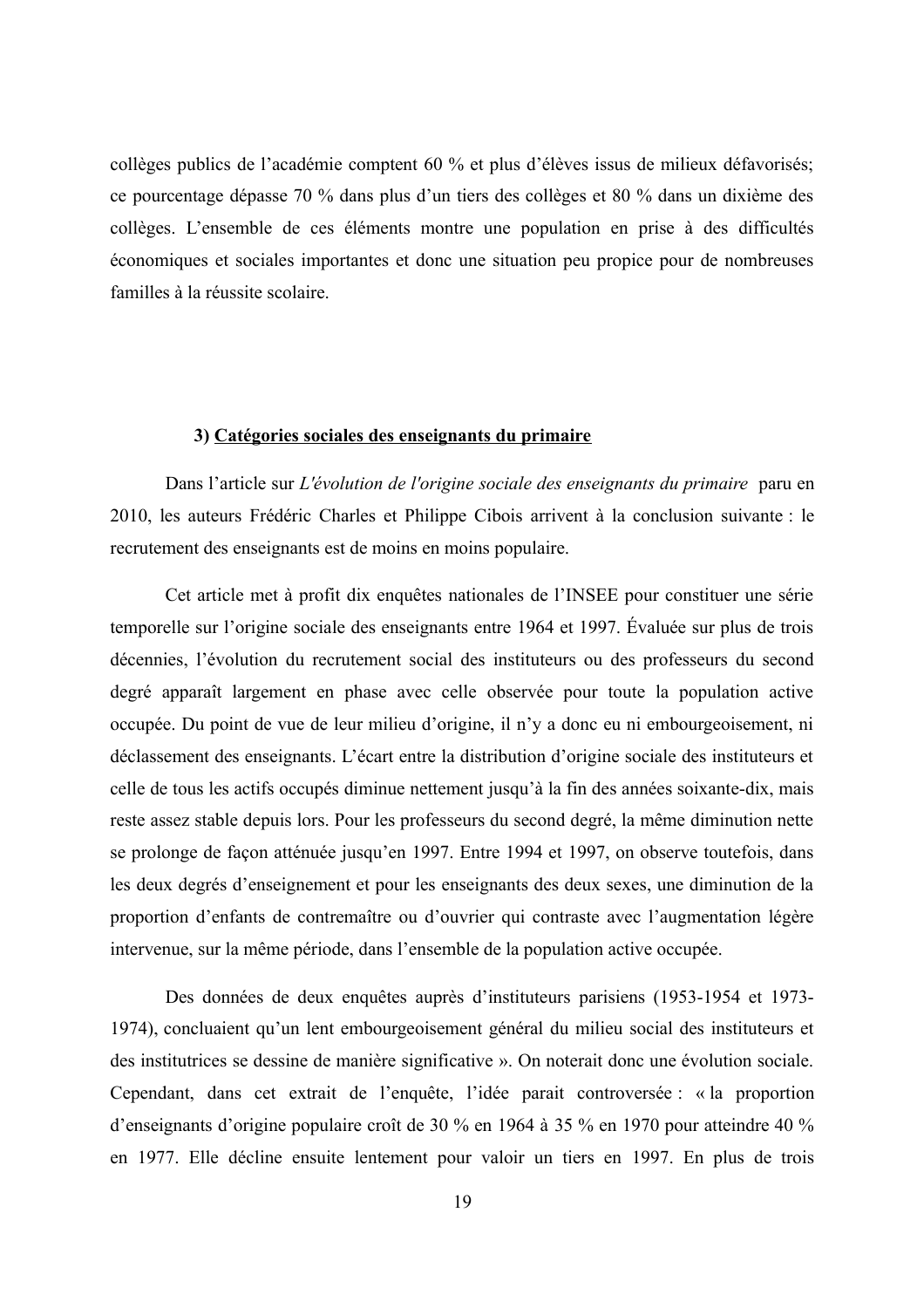collèges publics de l'académie comptent 60 % et plus d'élèves issus de milieux défavorisés; ce pourcentage dépasse 70 % dans plus d'un tiers des collèges et 80 % dans un dixième des collèges. L'ensemble de ces éléments montre une population en prise à des difficultés économiques et sociales importantes et donc une situation peu propice pour de nombreuses familles à la réussite scolaire.

### 3) Catégories sociales des enseignants du primaire

Dans l'article sur *L'évolution de l'origine sociale des enseignants du primaire* paru en 2010, les auteurs Frédéric Charles et Philippe Cibois arrivent à la conclusion suivante : le recrutement des enseignants est de moins en moins populaire.

Cet article met à profit dix enquêtes nationales de l'INSEE pour constituer une série temporelle sur l'origine sociale des enseignants entre 1964 et 1997. Évaluée sur plus de trois décennies, l'évolution du recrutement social des instituteurs ou des professeurs du second degré apparaît largement en phase avec celle observée pour toute la population active occupée. Du point de vue de leur milieu d'origine, il n'y a donc eu ni embourgeoisement, ni déclassement des enseignants. L'écart entre la distribution d'origine sociale des instituteurs et celle de tous les actifs occupés diminue nettement jusqu'à la fin des années soixante-dix, mais reste assez stable depuis lors. Pour les professeurs du second degré, la même diminution nette se prolonge de façon atténuée jusqu'en 1997. Entre 1994 et 1997, on observe toutefois, dans les deux degrés d'enseignement et pour les enseignants des deux sexes, une diminution de la proportion d'enfants de contremaître ou d'ouvrier qui contraste avec l'augmentation légère intervenue, sur la même période, dans l'ensemble de la population active occupée.

Des données de deux enquêtes auprès d'instituteurs parisiens (1953-1954 et 1973-1974), concluaient qu'un lent embourgeoisement général du milieu social des instituteurs et des institutrices se dessine de manière significative ». On noterait donc une évolution sociale. Cependant, dans cet extrait de l'enquête, l'idée parait controversée : « la proportion d'enseignants d'origine populaire croît de 30 % en 1964 à 35 % en 1970 pour atteindre 40 % en 1977. Elle décline ensuite lentement pour valoir un tiers en 1997. En plus de trois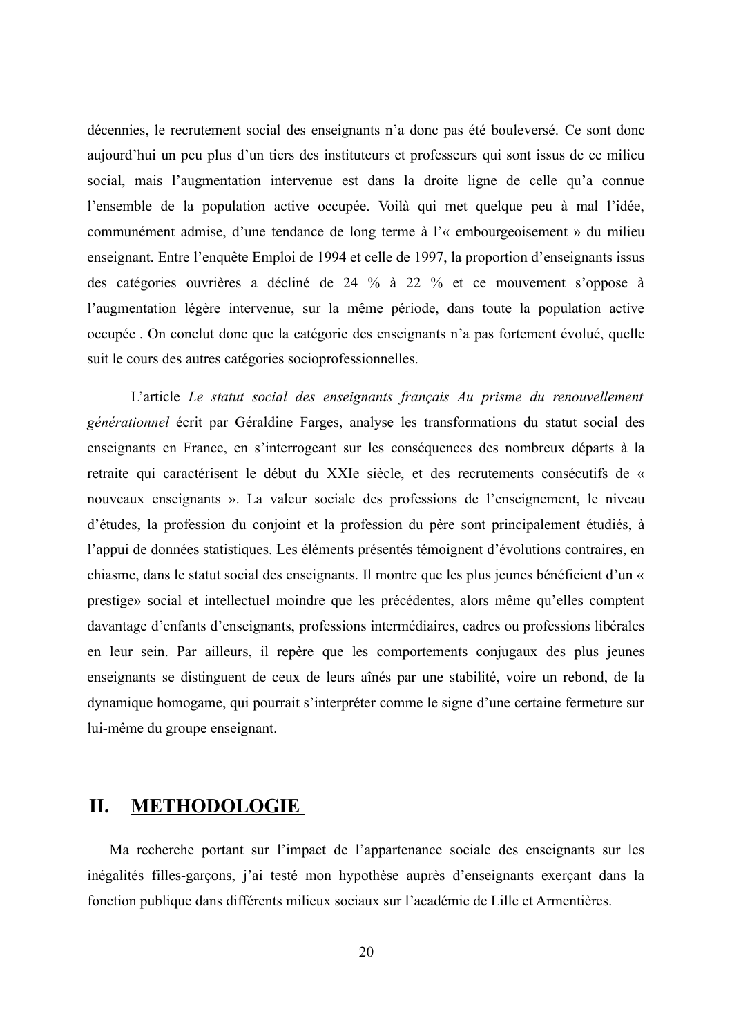décennies, le recrutement social des enseignants n'a donc pas été bouleversé. Ce sont donc aujourd'hui un peu plus d'un tiers des instituteurs et professeurs qui sont issus de ce milieu social, mais l'augmentation intervenue est dans la droite ligne de celle qu'a connue l'ensemble de la population active occupée. Voilà qui met quelque peu à mal l'idée, communément admise, d'une tendance de long terme à l'« embourgeoisement » du milieu enseignant. Entre l'enquête Emploi de 1994 et celle de 1997, la proportion d'enseignants issus des catégories ouvrières a décliné de 24 % à 22 % et ce mouvement s'oppose à l'augmentation légère intervenue, sur la même période, dans toute la population active occupée . On conclut donc que la catégorie des enseignants n'a pas fortement évolué, quelle suit le cours des autres catégories socioprofessionnelles.

L'article *Le statut social des enseignants français Au prisme du renouvellement générationnel* écrit par Géraldine Farges, analyse les transformations du statut social des enseignants en France, en s'interrogeant sur les conséquences des nombreux départs à la retraite qui caractérisent le début du XXIe siècle, et des recrutements consécutifs de « nouveaux enseignants ». La valeur sociale des professions de l'enseignement, le niveau d'études, la profession du conjoint et la profession du père sont principalement étudiés, à l'appui de données statistiques. Les éléments présentés témoignent d'évolutions contraires, en chiasme, dans le statut social des enseignants. Il montre que les plus jeunes bénéficient d'un « prestige» social et intellectuel moindre que les précédentes, alors même qu'elles comptent davantage d'enfants d'enseignants, professions intermédiaires, cadres ou professions libérales en leur sein. Par ailleurs, il repère que les comportements conjugaux des plus jeunes enseignants se distinguent de ceux de leurs aînés par une stabilité, voire un rebond, de la dynamique homogame, qui pourrait s'interpréter comme le signe d'une certaine fermeture sur lui-même du groupe enseignant.

## II. METHODOLOGIE

Ma recherche portant sur l'impact de l'appartenance sociale des enseignants sur les inégalités filles-garçons, j'ai testé mon hypothèse auprès d'enseignants exerçant dans la fonction publique dans différents milieux sociaux sur l'académie de Lille et Armentières.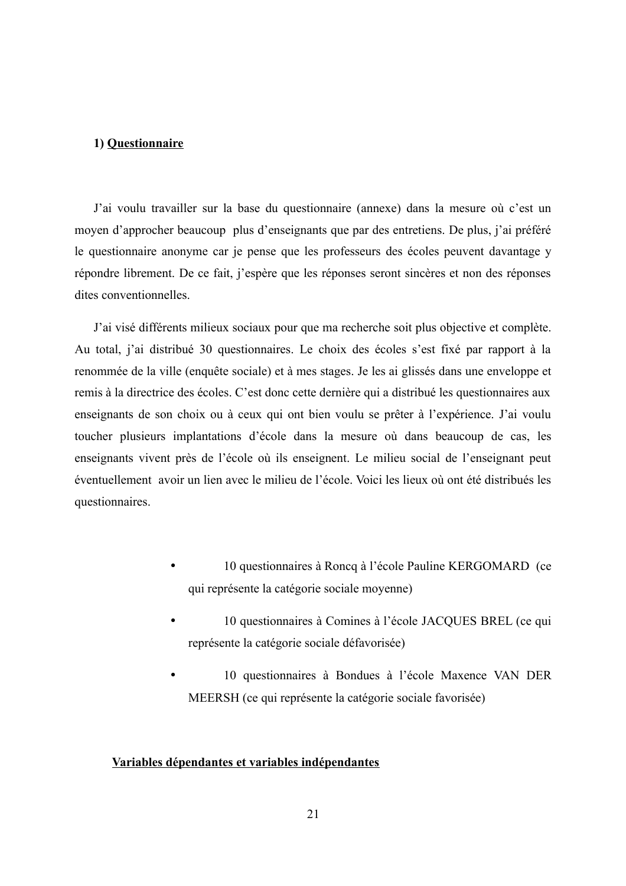## 1) Questionnaire

J'ai voulu travailler sur la base du questionnaire (annexe) dans la mesure où c'est un moyen d'approcher beaucoup plus d'enseignants que par des entretiens. De plus, j'ai préféré le questionnaire anonyme car je pense que les professeurs des écoles peuvent davantage y répondre librement. De ce fait, j'espère que les réponses seront sincères et non des réponses dites conventionnelles.

J'ai visé différents milieux sociaux pour que ma recherche soit plus objective et complète. Au total, j'ai distribué 30 questionnaires. Le choix des écoles s'est fixé par rapport à la renommée de la ville (enquête sociale) et à mes stages. Je les ai glissés dans une enveloppe et remis à la directrice des écoles. C'est donc cette dernière qui a distribué les questionnaires aux enseignants de son choix ou à ceux qui ont bien voulu se prêter à l'expérience. J'ai voulu toucher plusieurs implantations d'école dans la mesure où dans beaucoup de cas, les enseignants vivent près de l'école où ils enseignent. Le milieu social de l'enseignant peut éventuellement avoir un lien avec le milieu de l'école. Voici les lieux où ont été distribués les questionnaires.

- 10 questionnaires à Roncq à l'école Pauline KERGOMARD (ce qui représente la catégorie sociale moyenne)
- 10 questionnaires à Comines à l'école JACQUES BREL (ce qui représente la catégorie sociale défavorisée)
- 10 questionnaires à Bondues à l'école Maxence VAN DER MEERSH (ce qui représente la catégorie sociale favorisée)

### Variables dépendantes et variables indépendantes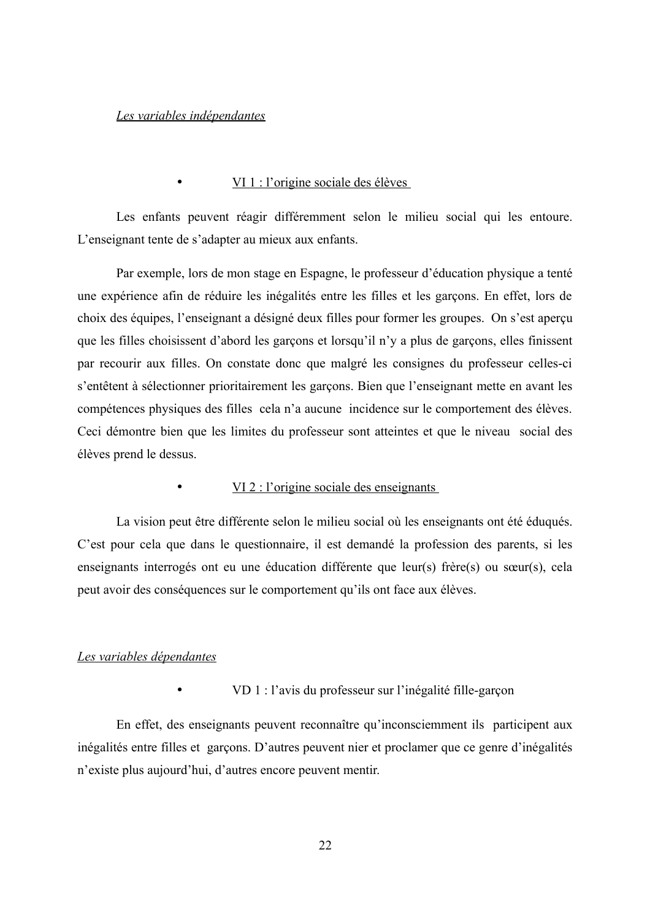*Les variables indépendantes*

- VI 1 : l'origine sociale des élèves

Les enfants peuvent réagir différemment selon le milieu social qui les entoure. L'enseignant tente de s'adapter au mieux aux enfants.

Par exemple, lors de mon stage en Espagne, le professeur d'éducation physique a tenté une expérience afin de réduire les inégalités entre les filles et les garçons. En effet, lors de choix des équipes, l'enseignant a désigné deux filles pour former les groupes. On s'est aperçu que les filles choisissent d'abord les garçons et lorsqu'il n'y a plus de garçons, elles finissent par recourir aux filles. On constate donc que malgré les consignes du professeur celles-ci s'entêtent à sélectionner prioritairement les garçons. Bien que l'enseignant mette en avant les compétences physiques des filles cela n'a aucune incidence sur le comportement des élèves. Ceci démontre bien que les limites du professeur sont atteintes et que le niveau social des élèves prend le dessus.

- VI 2 : l'origine sociale des enseignants

La vision peut être différente selon le milieu social où les enseignants ont été éduqués. C'est pour cela que dans le questionnaire, il est demandé la profession des parents, si les enseignants interrogés ont eu une éducation différente que leur(s) frère(s) ou sœur(s), cela peut avoir des conséquences sur le comportement qu'ils ont face aux élèves.

*Les variables dépendantes*

- VD 1 : l'avis du professeur sur l'inégalité fille-garçon

En effet, des enseignants peuvent reconnaître qu'inconsciemment ils participent aux inégalités entre filles et garçons. D'autres peuvent nier et proclamer que ce genre d'inégalités n'existe plus aujourd'hui, d'autres encore peuvent mentir.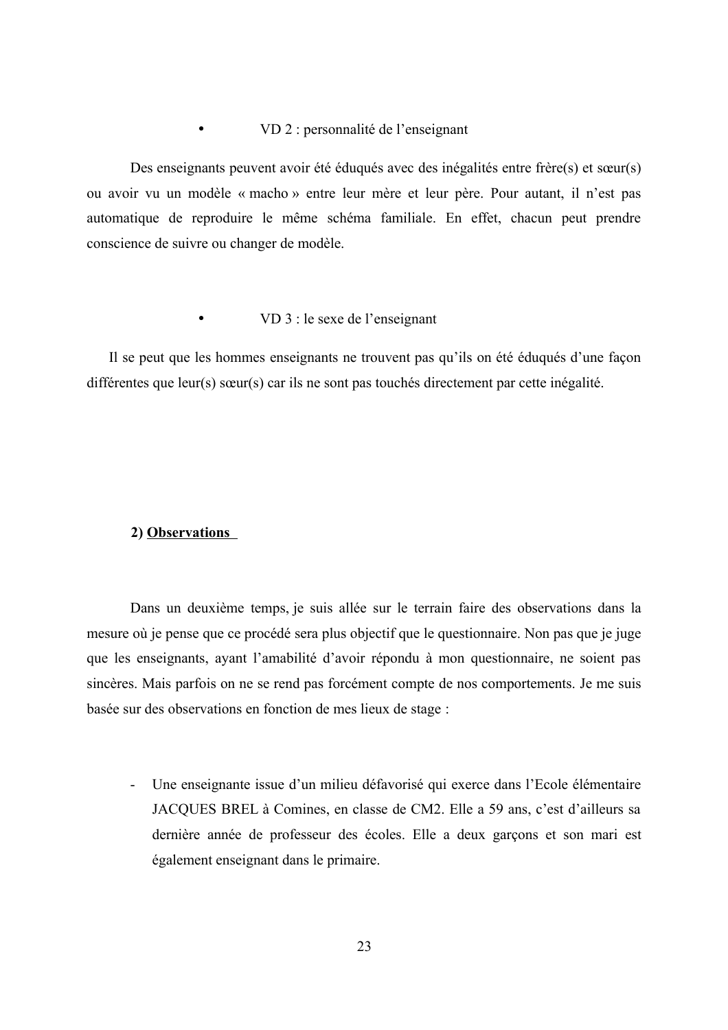- VD 2 : personnalité de l'enseignant

Des enseignants peuvent avoir été éduqués avec des inégalités entre frère(s) et sœur(s) ou avoir vu un modèle « macho » entre leur mère et leur père. Pour autant, il n'est pas automatique de reproduire le même schéma familiale. En effet, chacun peut prendre conscience de suivre ou changer de modèle.

- VD 3 : le sexe de l'enseignant

Il se peut que les hommes enseignants ne trouvent pas qu'ils on été éduqués d'une façon différentes que leur(s) sœur(s) car ils ne sont pas touchés directement par cette inégalité.

### 2) Observations

Dans un deuxième temps, je suis allée sur le terrain faire des observations dans la mesure où je pense que ce procédé sera plus objectif que le questionnaire. Non pas que je juge que les enseignants, ayant l'amabilité d'avoir répondu à mon questionnaire, ne soient pas sincères. Mais parfois on ne se rend pas forcément compte de nos comportements. Je me suis basée sur des observations en fonction de mes lieux de stage :

- Une enseignante issue d'un milieu défavorisé qui exerce dans l'Ecole élémentaire JACQUES BREL à Comines, en classe de CM2. Elle a 59 ans, c'est d'ailleurs sa dernière année de professeur des écoles. Elle a deux garçons et son mari est également enseignant dans le primaire.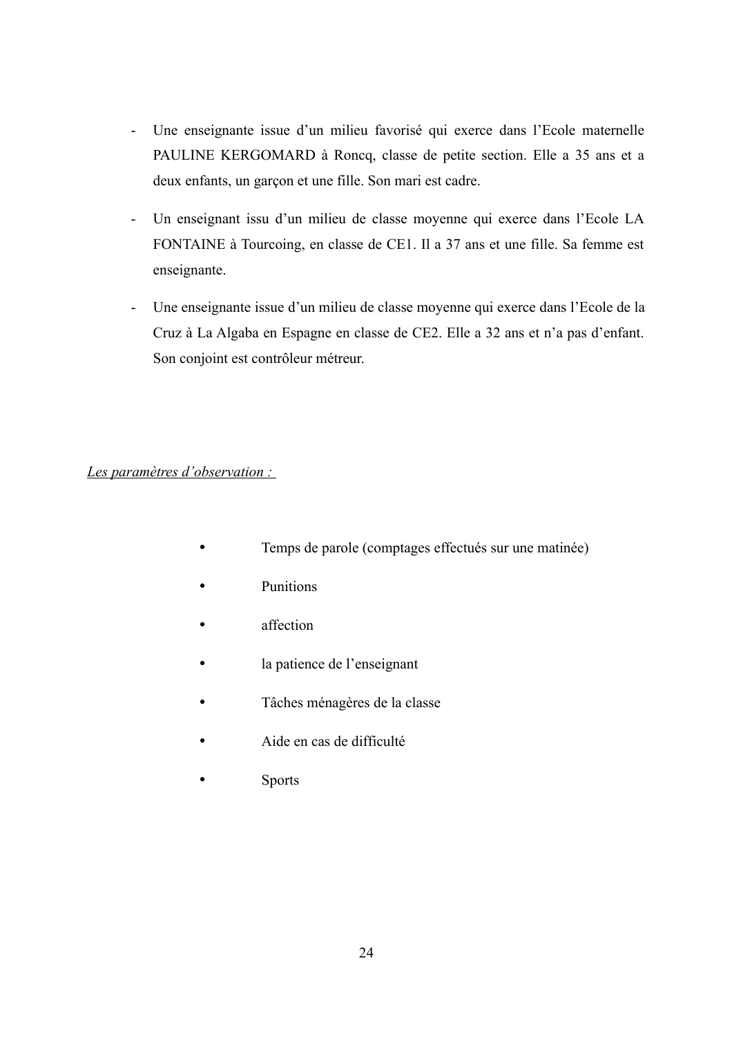- Une enseignante issue d'un milieu favorisé qui exerce dans l'Ecole maternelle PAULINE KERGOMARD à Roncq, classe de petite section. Elle a 35 ans et a deux enfants, un garçon et une fille. Son mari est cadre.
- Un enseignant issu d'un milieu de classe moyenne qui exerce dans l'Ecole LA FONTAINE à Tourcoing, en classe de CE1. Il a 37 ans et une fille. Sa femme est enseignante.
- Une enseignante issue d'un milieu de classe moyenne qui exerce dans l'Ecole de la Cruz à La Algaba en Espagne en classe de CE2. Elle a 32 ans et n'a pas d'enfant. Son conjoint est contrôleur métreur.

<u>*Les paramètres d'observation :*</u>

- Temps de parole (comptages effectués sur une matinée)
- Punitions
- affection
- la patience de l'enseignant
- Tâches ménagères de la classe
- Aide en cas de difficulté
- Sports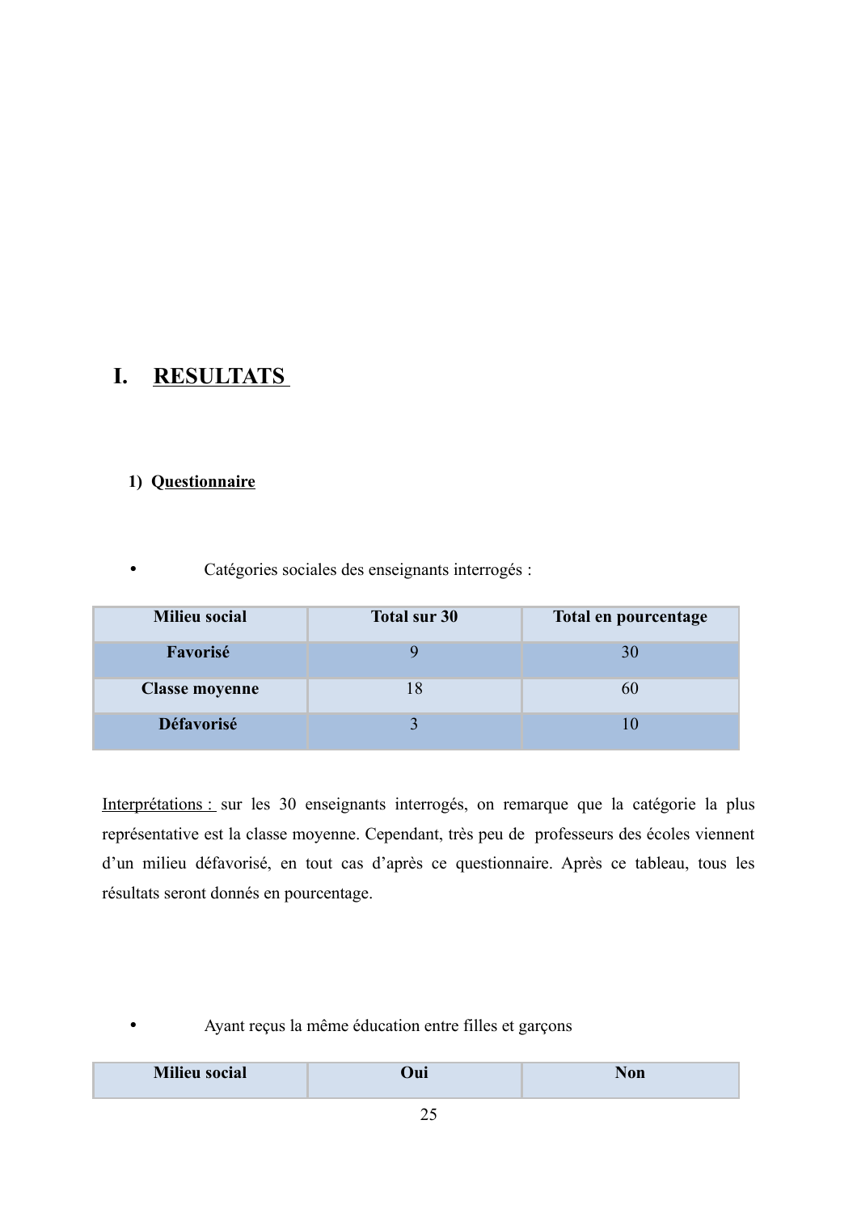# I. RESULTATS

## 1) Questionnaire

- Catégories sociales des enseignants interrogés :

| Milieu social | Total sur 30 | Total en pourcentage |
|---|---|---|
| **Favorisé** | 9 | 30 |
| **Classe moyenne** | 18 | 60 |
| **Défavorisé** | 3 | 10 |

Interprétations : sur les 30 enseignants interrogés, on remarque que la catégorie la plus représentative est la classe moyenne. Cependant, très peu de professeurs des écoles viennent d'un milieu défavorisé, en tout cas d'après ce questionnaire. Après ce tableau, tous les résultats seront donnés en pourcentage.

- Ayant reçus la même éducation entre filles et garçons

| Milieu social | Oui | Non |
|---|---|---|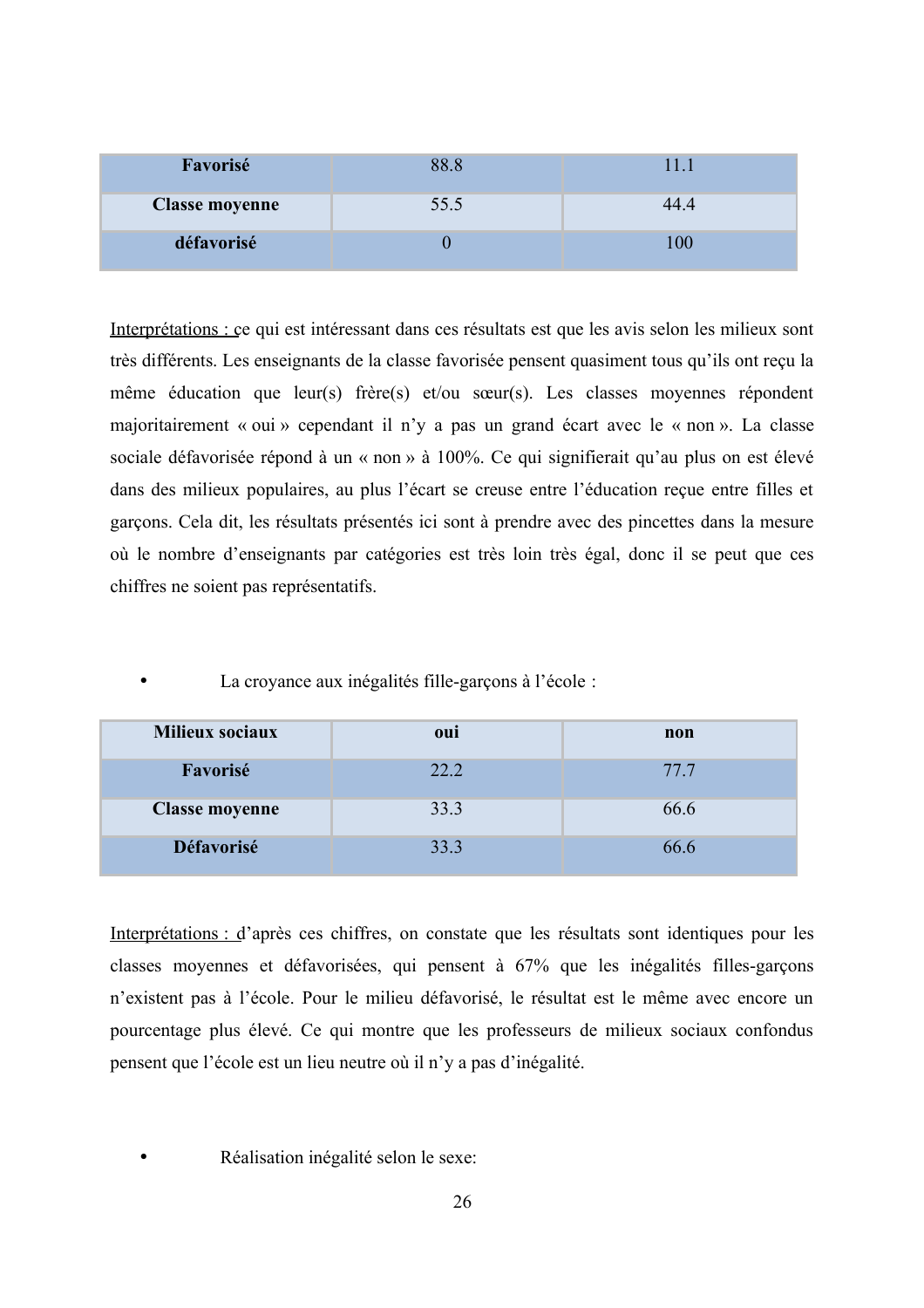| | | |
|---|---|---|
| **Favorisé** | 88.8 | 11.1 |
| **Classe moyenne** | 55.5 | 44.4 |
| **défavorisé** | 0 | 100 |

Interprétations : ce qui est intéressant dans ces résultats est que les avis selon les milieux sont très différents. Les enseignants de la classe favorisée pensent quasiment tous qu'ils ont reçu la même éducation que leur(s) frère(s) et/ou sœur(s). Les classes moyennes répondent majoritairement « oui » cependant il n'y a pas un grand écart avec le « non ». La classe sociale défavorisée répond à un « non » à 100%. Ce qui signifierait qu'au plus on est élevé dans des milieux populaires, au plus l'écart se creuse entre l'éducation reçue entre filles et garçons. Cela dit, les résultats présentés ici sont à prendre avec des pincettes dans la mesure où le nombre d'enseignants par catégories est très loin très égal, donc il se peut que ces chiffres ne soient pas représentatifs.

- La croyance aux inégalités fille-garçons à l'école :

| Milieux sociaux | oui | non |
|---|---|---|
| **Favorisé** | 22.2 | 77.7 |
| **Classe moyenne** | 33.3 | 66.6 |
| **Défavorisé** | 33.3 | 66.6 |

Interprétations : d'après ces chiffres, on constate que les résultats sont identiques pour les classes moyennes et défavorisées, qui pensent à 67% que les inégalités filles-garçons n'existent pas à l'école. Pour le milieu défavorisé, le résultat est le même avec encore un pourcentage plus élevé. Ce qui montre que les professeurs de milieux sociaux confondus pensent que l'école est un lieu neutre où il n'y a pas d'inégalité.

- Réalisation inégalité selon le sexe: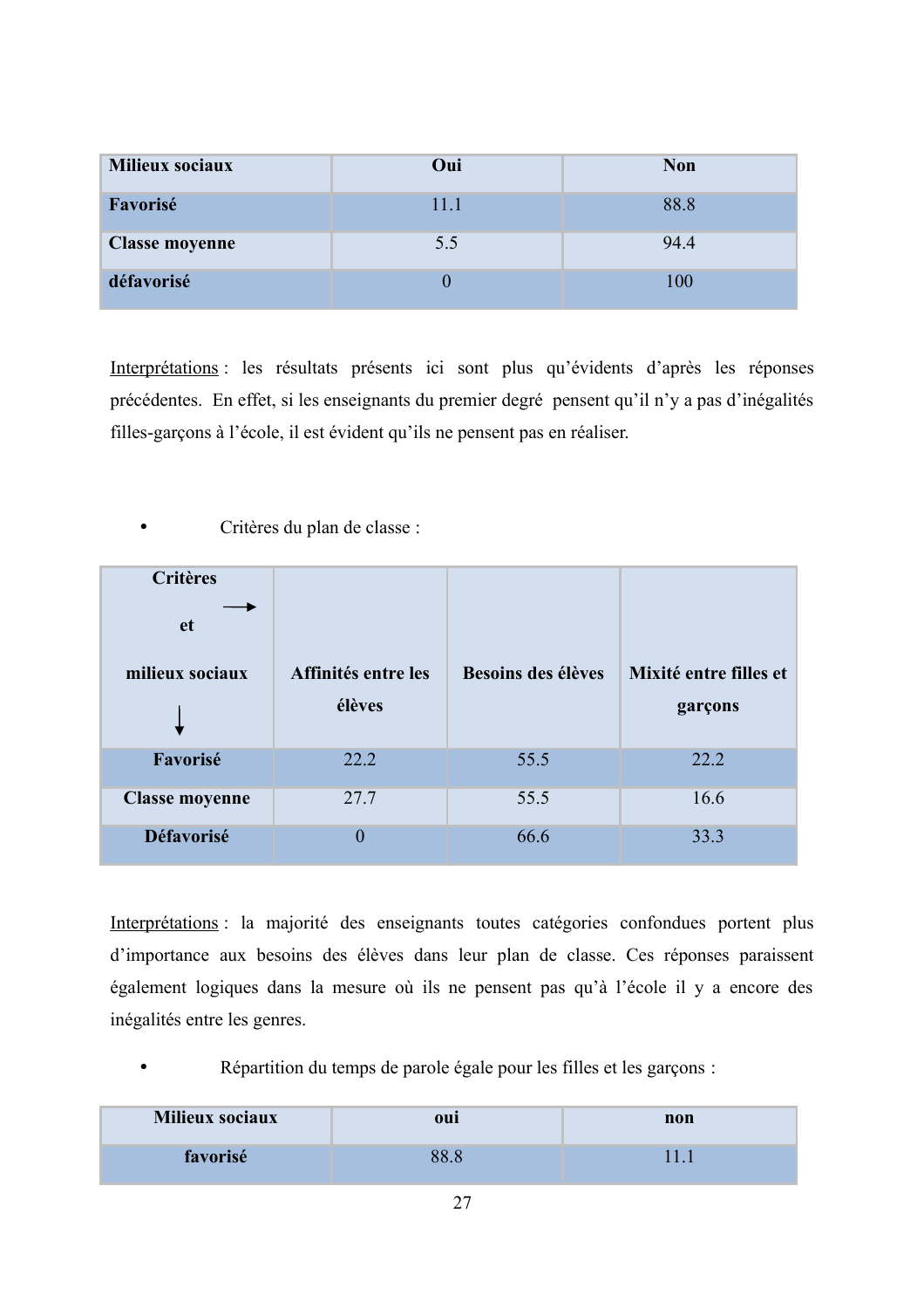| Milieux sociaux | Oui | Non |
|---|---|---|
| Favorisé | 11.1 | 88.8 |
| Classe moyenne | 5.5 | 94.4 |
| défavorisé | 0 | 100 |

Interprétations : les résultats présents ici sont plus qu'évidents d'après les réponses précédentes. En effet, si les enseignants du premier degré pensent qu'il n'y a pas d'inégalités filles-garçons à l'école, il est évident qu'ils ne pensent pas en réaliser.

- Critères du plan de classe :

| Critères → et milieux sociaux ↓ | Affinités entre les élèves | Besoins des élèves | Mixité entre filles et garçons |
|---|---|---|---|
| Favorisé | 22.2 | 55.5 | 22.2 |
| Classe moyenne | 27.7 | 55.5 | 16.6 |
| Défavorisé | 0 | 66.6 | 33.3 |

Interprétations : la majorité des enseignants toutes catégories confondues portent plus d'importance aux besoins des élèves dans leur plan de classe. Ces réponses paraissent également logiques dans la mesure où ils ne pensent pas qu'à l'école il y a encore des inégalités entre les genres.

- Répartition du temps de parole égale pour les filles et les garçons :

| Milieux sociaux | oui | non |
|---|---|---|
| favorisé | 88.8 | 11.1 |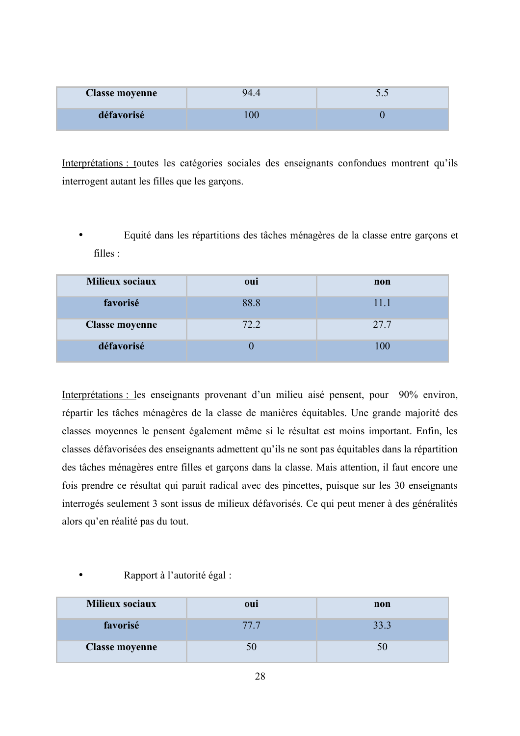| Classe moyenne | 94.4 | 5.5 |
|---|---|---|
| défavorisé | 100 | 0 |

Interprétations : toutes les catégories sociales des enseignants confondues montrent qu'ils interrogent autant les filles que les garçons.

- Equité dans les répartitions des tâches ménagères de la classe entre garçons et filles :

| Milieux sociaux | oui | non |
|---|---|---|
| favorisé | 88.8 | 11.1 |
| Classe moyenne | 72.2 | 27.7 |
| défavorisé | 0 | 100 |

Interprétations : les enseignants provenant d'un milieu aisé pensent, pour 90% environ, répartir les tâches ménagères de la classe de manières équitables. Une grande majorité des classes moyennes le pensent également même si le résultat est moins important. Enfin, les classes défavorisées des enseignants admettent qu'ils ne sont pas équitables dans la répartition des tâches ménagères entre filles et garçons dans la classe. Mais attention, il faut encore une fois prendre ce résultat qui parait radical avec des pincettes, puisque sur les 30 enseignants interrogés seulement 3 sont issus de milieux défavorisés. Ce qui peut mener à des généralités alors qu'en réalité pas du tout.

- Rapport à l'autorité égal :

| Milieux sociaux | oui | non |
|---|---|---|
| favorisé | 77.7 | 33.3 |
| Classe moyenne | 50 | 50 |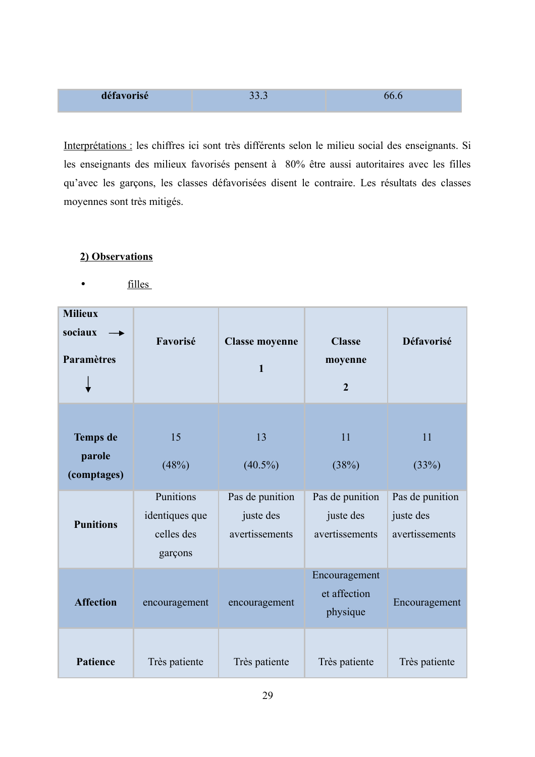| défavorisé | 33.3 | 66.6 |
|---|---|---|

Interprétations : les chiffres ici sont très différents selon le milieu social des enseignants. Si les enseignants des milieux favorisés pensent à 80% être aussi autoritaires avec les filles qu'avec les garçons, les classes défavorisées disent le contraire. Les résultats des classes moyennes sont très mitigés.

**2) Observations**

- filles

| Milieux sociaux → Paramètres ↓ | Favorisé | Classe moyenne 1 | Classe moyenne 2 | Défavorisé |
|---|---|---|---|---|
| **Temps de parole (comptages)** | 15 (48%) | 13 (40.5%) | 11 (38%) | 11 (33%) |
| **Punitions** | Punitions identiques que celles des garçons | Pas de punition juste des avertissements | Pas de punition juste des avertissements | Pas de punition juste des avertissements |
| **Affection** | encouragement | encouragement | Encouragement et affection physique | Encouragement |
| **Patience** | Très patiente | Très patiente | Très patiente | Très patiente |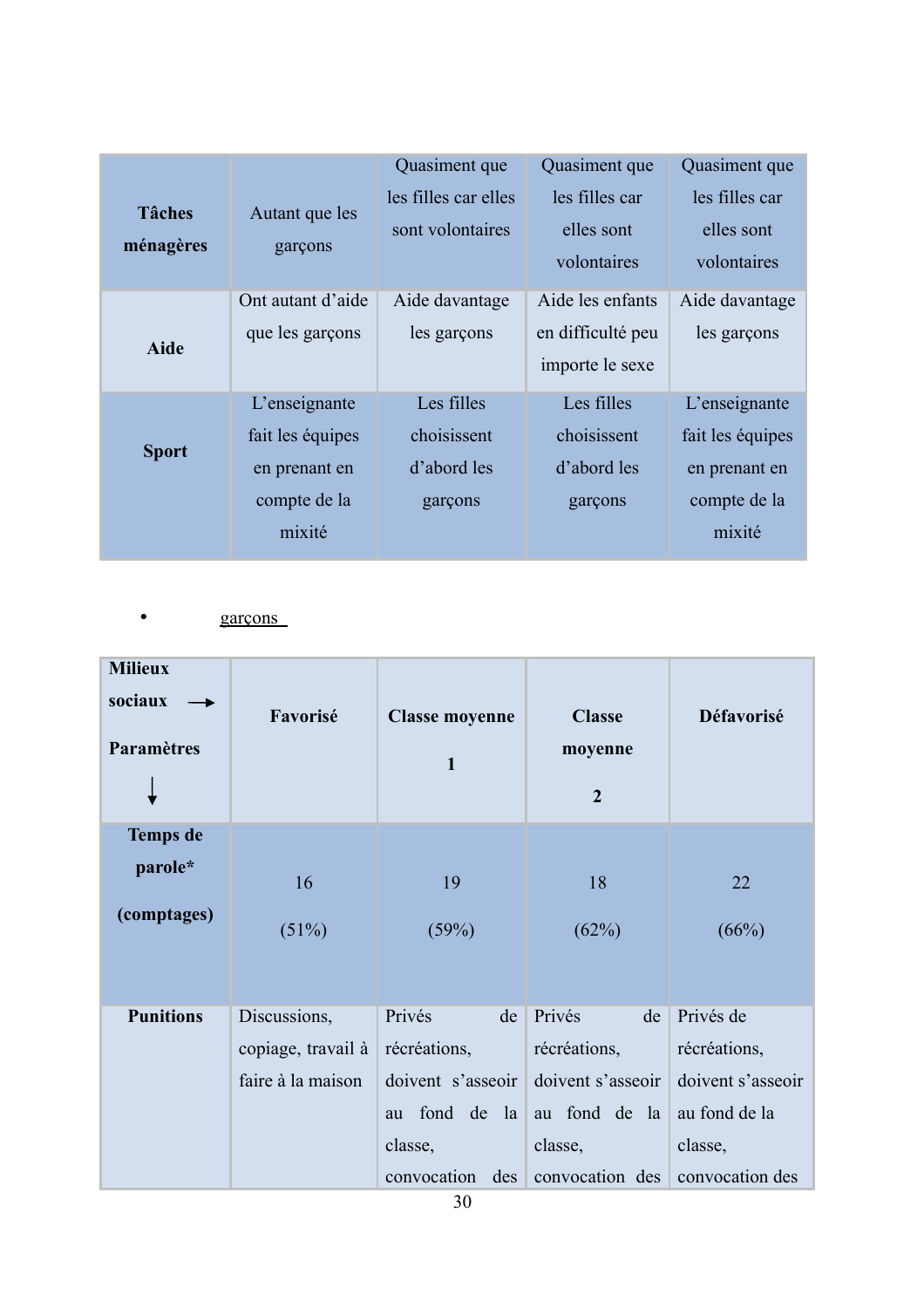| Tâches ménagères | Autant que les garçons | Quasiment que les filles car elles sont volontaires | Quasiment que les filles car elles sont volontaires | Quasiment que les filles car elles sont volontaires |
|---|---|---|---|---|
| Aide | Ont autant d'aide que les garçons | Aide davantage les garçons | Aide les enfants en difficulté peu importe le sexe | Aide davantage les garçons |
| Sport | L'enseignante fait les équipes en prenant en compte de la mixité | Les filles choisissent d'abord les garçons | Les filles choisissent d'abord les garçons | L'enseignante fait les équipes en prenant en compte de la mixité |

- garçons

| Milieux sociaux → Paramètres ↓ | Favorisé | Classe moyenne 1 | Classe moyenne 2 | Défavorisé |
|---|---|---|---|---|
| Temps de parole* (comptages) | 16 (51%) | 19 (59%) | 18 (62%) | 22 (66%) |
| Punitions | Discussions, copiage, travail à faire à la maison | Privés de récréations, doivent s'asseoir au fond de la classe, convocation des | Privés de récréations, doivent s'asseoir au fond de la classe, convocation des | Privés de récréations, doivent s'asseoir au fond de la classe, convocation des |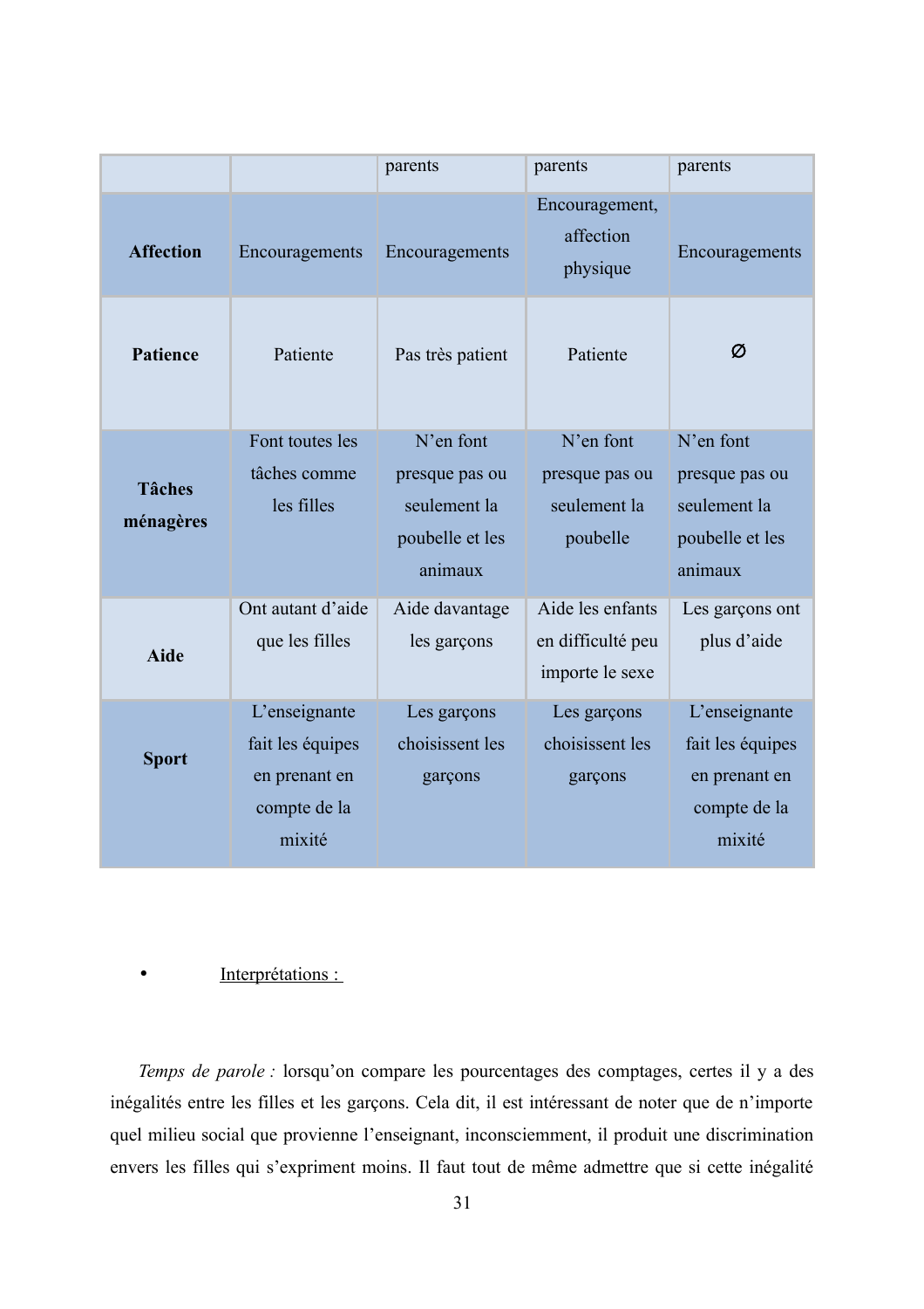| | | parents | parents | parents |
|---|---|---|---|---|
| **Affection** | Encouragements | Encouragements | Encouragement, affection physique | Encouragements |
| **Patience** | Patiente | Pas très patient | Patiente | ∅ |
| **Tâches ménagères** | Font toutes les tâches comme les filles | N'en font presque pas ou seulement la poubelle et les animaux | N'en font presque pas ou seulement la poubelle | N'en font presque pas ou seulement la poubelle et les animaux |
| **Aide** | Ont autant d'aide que les filles | Aide davantage les garçons | Aide les enfants en difficulté peu importe le sexe | Les garçons ont plus d'aide |
| **Sport** | L'enseignante fait les équipes en prenant en compte de la mixité | Les garçons choisissent les garçons | Les garçons choisissent les garçons | L'enseignante fait les équipes en prenant en compte de la mixité |

- Interprétations :

*Temps de parole :* lorsqu'on compare les pourcentages des comptages, certes il y a des inégalités entre les filles et les garçons. Cela dit, il est intéressant de noter que de n'importe quel milieu social que provienne l'enseignant, inconsciemment, il produit une discrimination envers les filles qui s'expriment moins. Il faut tout de même admettre que si cette inégalité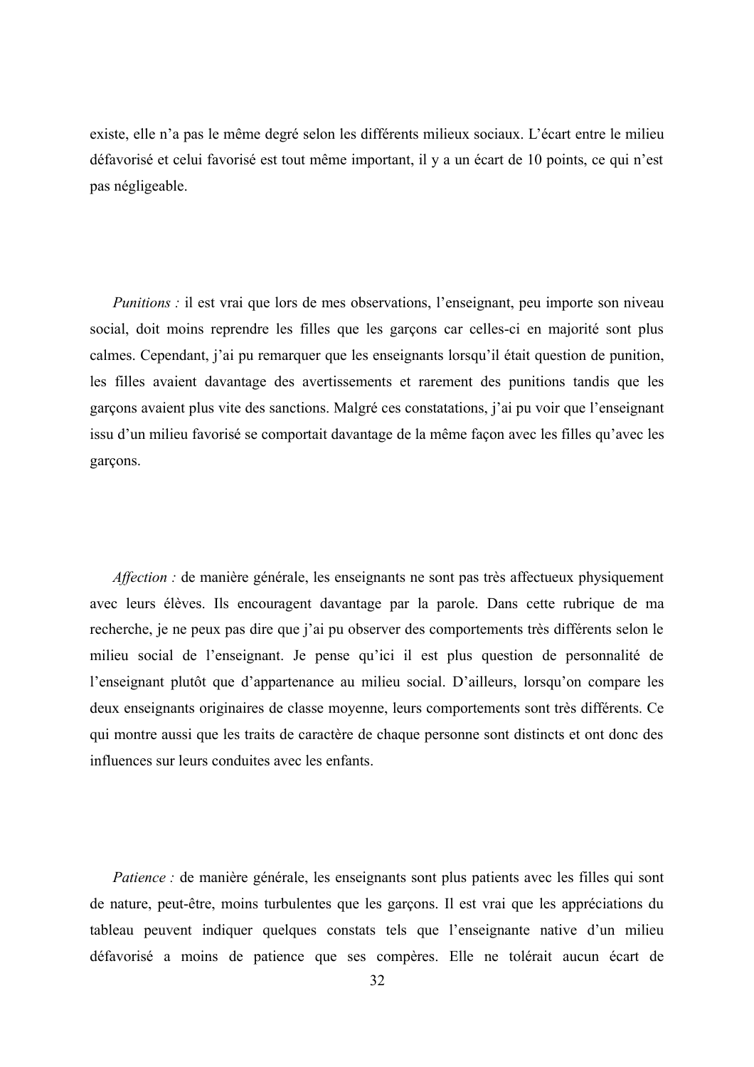existe, elle n'a pas le même degré selon les différents milieux sociaux. L'écart entre le milieu défavorisé et celui favorisé est tout même important, il y a un écart de 10 points, ce qui n'est pas négligeable.

*Punitions :* il est vrai que lors de mes observations, l'enseignant, peu importe son niveau social, doit moins reprendre les filles que les garçons car celles-ci en majorité sont plus calmes. Cependant, j'ai pu remarquer que les enseignants lorsqu'il était question de punition, les filles avaient davantage des avertissements et rarement des punitions tandis que les garçons avaient plus vite des sanctions. Malgré ces constatations, j'ai pu voir que l'enseignant issu d'un milieu favorisé se comportait davantage de la même façon avec les filles qu'avec les garçons.

*Affection :* de manière générale, les enseignants ne sont pas très affectueux physiquement avec leurs élèves. Ils encouragent davantage par la parole. Dans cette rubrique de ma recherche, je ne peux pas dire que j'ai pu observer des comportements très différents selon le milieu social de l'enseignant. Je pense qu'ici il est plus question de personnalité de l'enseignant plutôt que d'appartenance au milieu social. D'ailleurs, lorsqu'on compare les deux enseignants originaires de classe moyenne, leurs comportements sont très différents. Ce qui montre aussi que les traits de caractère de chaque personne sont distincts et ont donc des influences sur leurs conduites avec les enfants.

*Patience :* de manière générale, les enseignants sont plus patients avec les filles qui sont de nature, peut-être, moins turbulentes que les garçons. Il est vrai que les appréciations du tableau peuvent indiquer quelques constats tels que l'enseignante native d'un milieu défavorisé a moins de patience que ses compères. Elle ne tolérait aucun écart de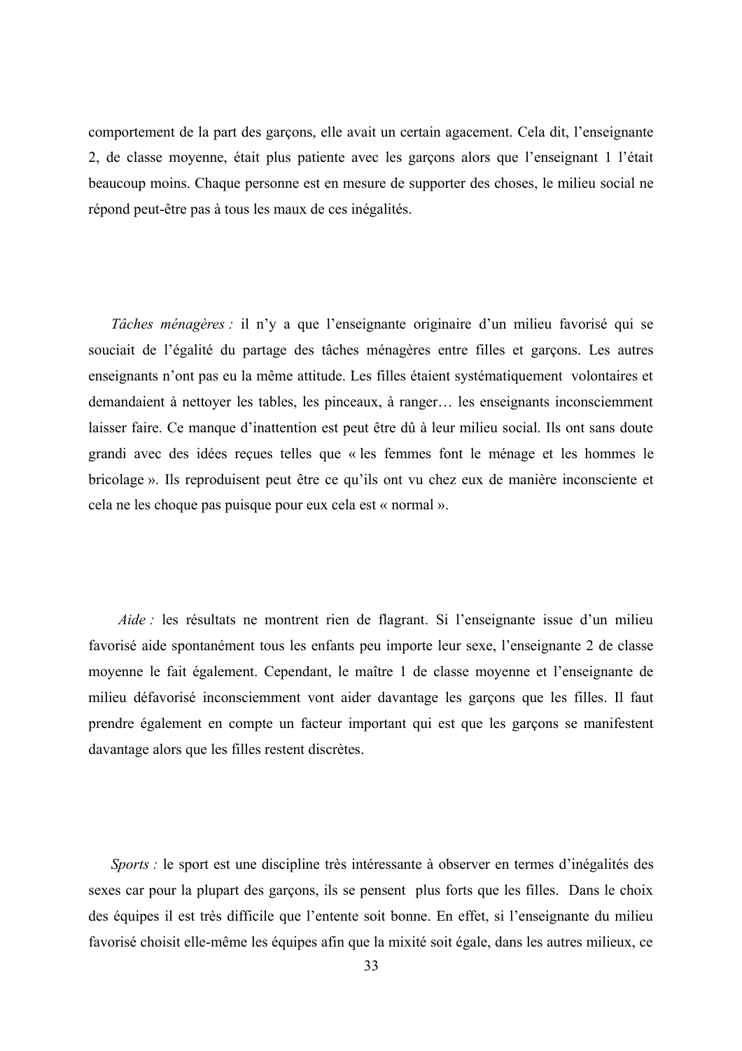comportement de la part des garçons, elle avait un certain agacement. Cela dit, l'enseignante 2, de classe moyenne, était plus patiente avec les garçons alors que l'enseignant 1 l'était beaucoup moins. Chaque personne est en mesure de supporter des choses, le milieu social ne répond peut-être pas à tous les maux de ces inégalités.

*Tâches ménagères :* il n'y a que l'enseignante originaire d'un milieu favorisé qui se souciait de l'égalité du partage des tâches ménagères entre filles et garçons. Les autres enseignants n'ont pas eu la même attitude. Les filles étaient systématiquement volontaires et demandaient à nettoyer les tables, les pinceaux, à ranger… les enseignants inconsciemment laisser faire. Ce manque d'inattention est peut être dû à leur milieu social. Ils ont sans doute grandi avec des idées reçues telles que « les femmes font le ménage et les hommes le bricolage ». Ils reproduisent peut être ce qu'ils ont vu chez eux de manière inconsciente et cela ne les choque pas puisque pour eux cela est « normal ».

*Aide :* les résultats ne montrent rien de flagrant. Si l'enseignante issue d'un milieu favorisé aide spontanément tous les enfants peu importe leur sexe, l'enseignante 2 de classe moyenne le fait également. Cependant, le maître 1 de classe moyenne et l'enseignante de milieu défavorisé inconsciemment vont aider davantage les garçons que les filles. Il faut prendre également en compte un facteur important qui est que les garçons se manifestent davantage alors que les filles restent discrètes.

*Sports :* le sport est une discipline très intéressante à observer en termes d'inégalités des sexes car pour la plupart des garçons, ils se pensent plus forts que les filles. Dans le choix des équipes il est très difficile que l'entente soit bonne. En effet, si l'enseignante du milieu favorisé choisit elle-même les équipes afin que la mixité soit égale, dans les autres milieux, ce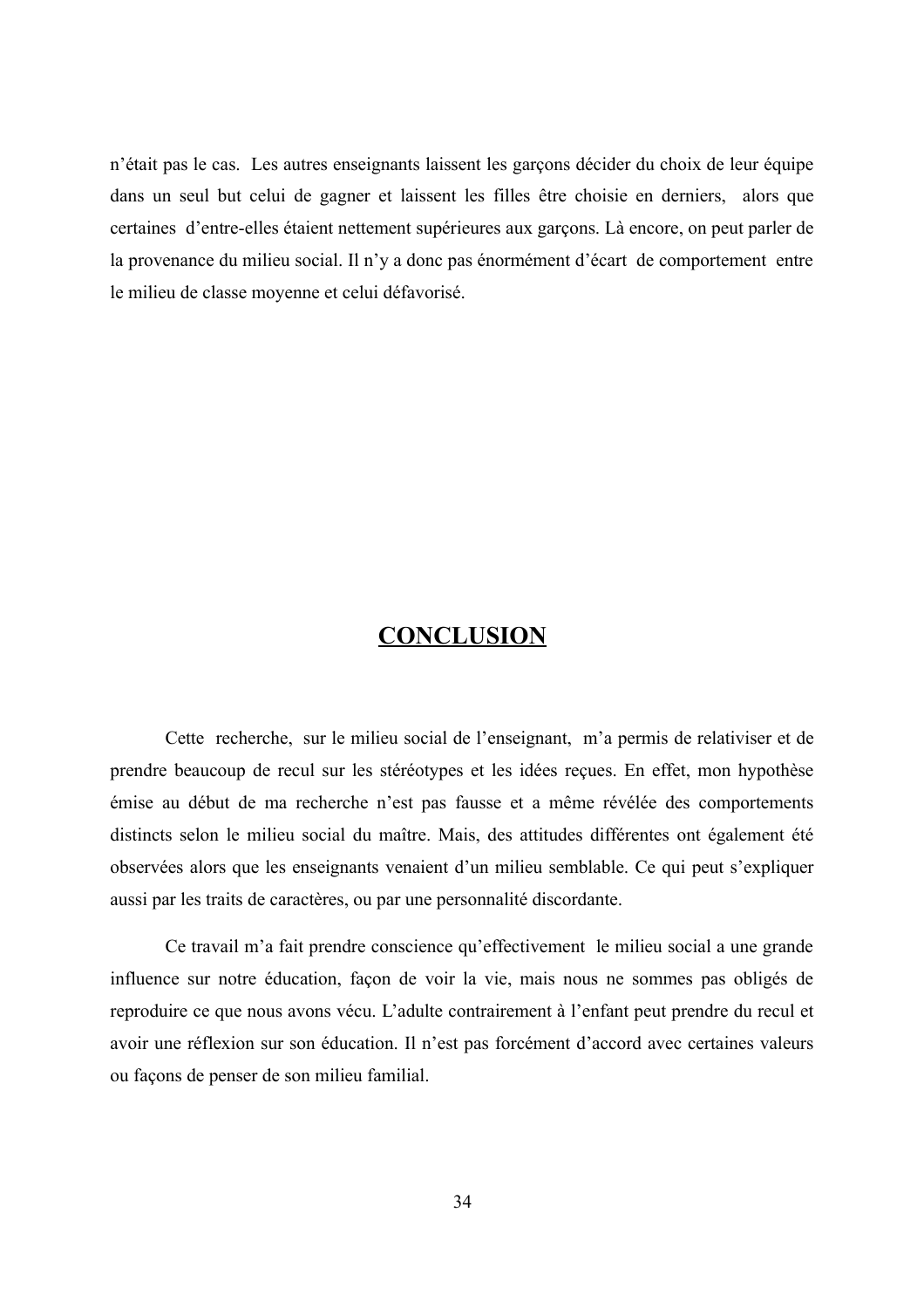n'était pas le cas. Les autres enseignants laissent les garçons décider du choix de leur équipe dans un seul but celui de gagner et laissent les filles être choisie en derniers, alors que certaines d'entre-elles étaient nettement supérieures aux garçons. Là encore, on peut parler de la provenance du milieu social. Il n'y a donc pas énormément d'écart de comportement entre le milieu de classe moyenne et celui défavorisé.

# CONCLUSION

Cette recherche, sur le milieu social de l'enseignant, m'a permis de relativiser et de prendre beaucoup de recul sur les stéréotypes et les idées reçues. En effet, mon hypothèse émise au début de ma recherche n'est pas fausse et a même révélée des comportements distincts selon le milieu social du maître. Mais, des attitudes différentes ont également été observées alors que les enseignants venaient d'un milieu semblable. Ce qui peut s'expliquer aussi par les traits de caractères, ou par une personnalité discordante.

Ce travail m'a fait prendre conscience qu'effectivement le milieu social a une grande influence sur notre éducation, façon de voir la vie, mais nous ne sommes pas obligés de reproduire ce que nous avons vécu. L'adulte contrairement à l'enfant peut prendre du recul et avoir une réflexion sur son éducation. Il n'est pas forcément d'accord avec certaines valeurs ou façons de penser de son milieu familial.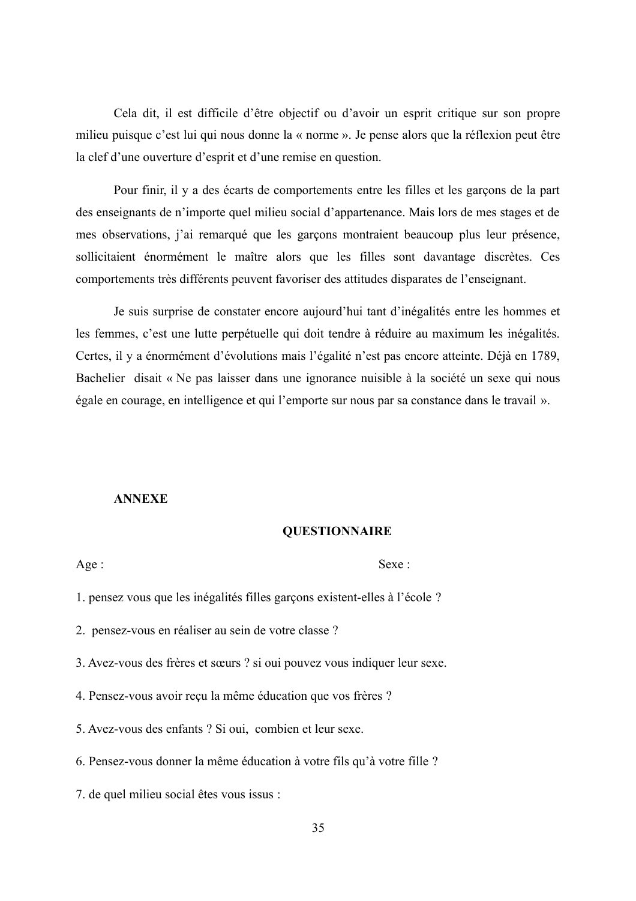Cela dit, il est difficile d'être objectif ou d'avoir un esprit critique sur son propre milieu puisque c'est lui qui nous donne la « norme ». Je pense alors que la réflexion peut être la clef d'une ouverture d'esprit et d'une remise en question.

Pour finir, il y a des écarts de comportements entre les filles et les garçons de la part des enseignants de n'importe quel milieu social d'appartenance. Mais lors de mes stages et de mes observations, j'ai remarqué que les garçons montraient beaucoup plus leur présence, sollicitaient énormément le maître alors que les filles sont davantage discrètes. Ces comportements très différents peuvent favoriser des attitudes disparates de l'enseignant.

Je suis surprise de constater encore aujourd'hui tant d'inégalités entre les hommes et les femmes, c'est une lutte perpétuelle qui doit tendre à réduire au maximum les inégalités. Certes, il y a énormément d'évolutions mais l'égalité n'est pas encore atteinte. Déjà en 1789, Bachelier disait « Ne pas laisser dans une ignorance nuisible à la société un sexe qui nous égale en courage, en intelligence et qui l'emporte sur nous par sa constance dans le travail ».

**ANNEXE**

**QUESTIONNAIRE**

Age : Sexe :

1. pensez vous que les inégalités filles garçons existent-elles à l'école ?

2. pensez-vous en réaliser au sein de votre classe ?

3. Avez-vous des frères et sœurs ? si oui pouvez vous indiquer leur sexe.

4. Pensez-vous avoir reçu la même éducation que vos frères ?

5. Avez-vous des enfants ? Si oui, combien et leur sexe.

6. Pensez-vous donner la même éducation à votre fils qu'à votre fille ?

7. de quel milieu social êtes vous issus :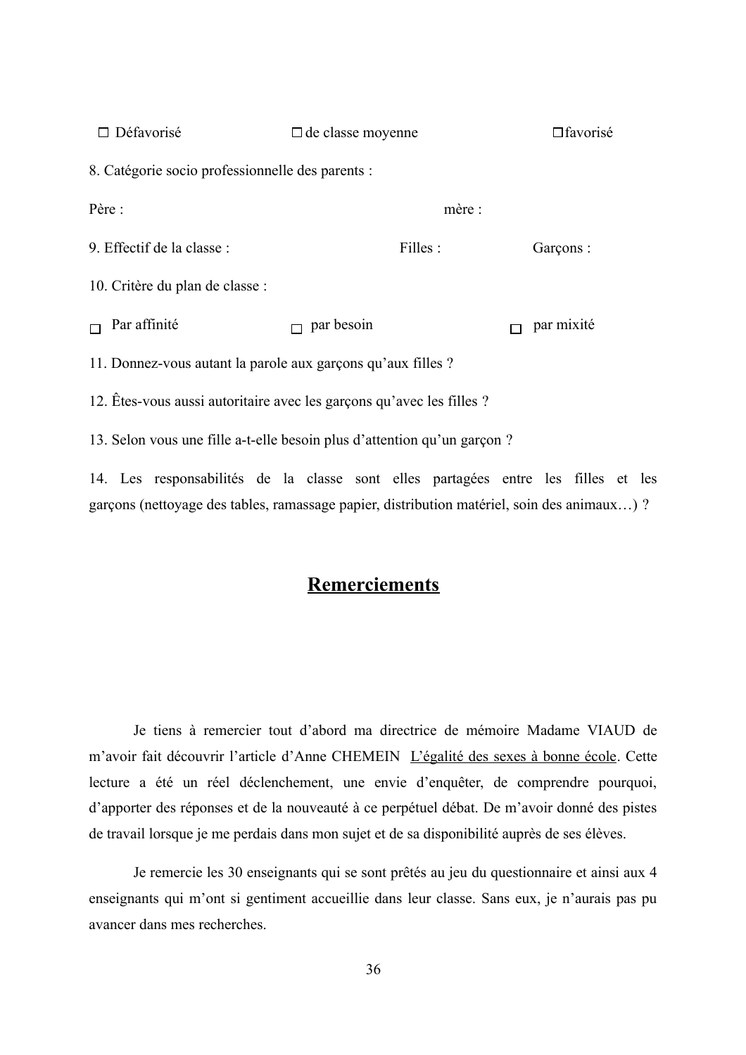☐ Défavorisé ☐ de classe moyenne ☐ favorisé

8. Catégorie socio professionnelle des parents :

Père : mère :

9. Effectif de la classe : Filles : Garçons :

10. Critère du plan de classe :

☐ Par affinité ☐ par besoin ☐ par mixité

11. Donnez-vous autant la parole aux garçons qu'aux filles ?

12. Êtes-vous aussi autoritaire avec les garçons qu'avec les filles ?

13. Selon vous une fille a-t-elle besoin plus d'attention qu'un garçon ?

14. Les responsabilités de la classe sont elles partagées entre les filles et les garçons (nettoyage des tables, ramassage papier, distribution matériel, soin des animaux…) ?

# Remerciements

Je tiens à remercier tout d'abord ma directrice de mémoire Madame VIAUD de m'avoir fait découvrir l'article d'Anne CHEMEIN L'égalité des sexes à bonne école. Cette lecture a été un réel déclenchement, une envie d'enquêter, de comprendre pourquoi, d'apporter des réponses et de la nouveauté à ce perpétuel débat. De m'avoir donné des pistes de travail lorsque je me perdais dans mon sujet et de sa disponibilité auprès de ses élèves.

Je remercie les 30 enseignants qui se sont prêtés au jeu du questionnaire et ainsi aux 4 enseignants qui m'ont si gentiment accueillie dans leur classe. Sans eux, je n'aurais pas pu avancer dans mes recherches.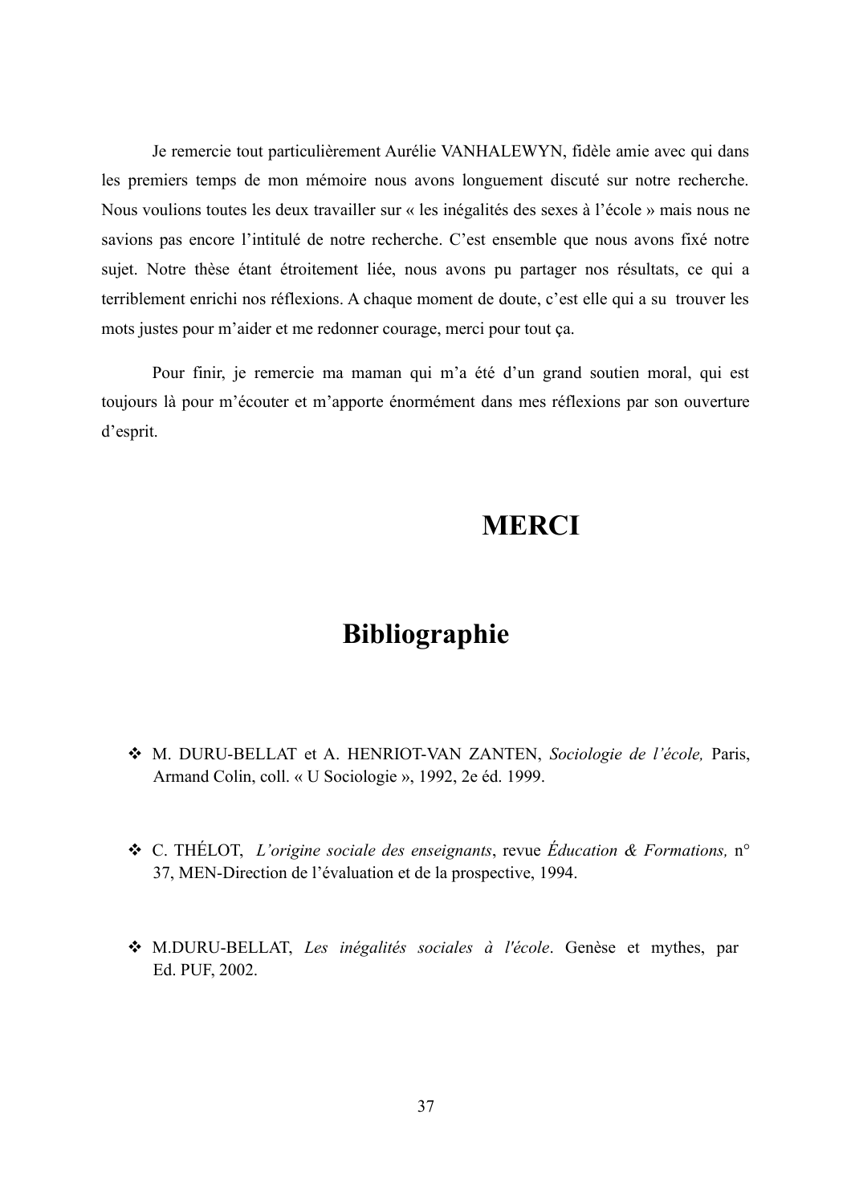Je remercie tout particulièrement Aurélie VANHALEWYN, fidèle amie avec qui dans les premiers temps de mon mémoire nous avons longuement discuté sur notre recherche. Nous voulions toutes les deux travailler sur « les inégalités des sexes à l'école » mais nous ne savions pas encore l'intitulé de notre recherche. C'est ensemble que nous avons fixé notre sujet. Notre thèse étant étroitement liée, nous avons pu partager nos résultats, ce qui a terriblement enrichi nos réflexions. A chaque moment de doute, c'est elle qui a su trouver les mots justes pour m'aider et me redonner courage, merci pour tout ça.

Pour finir, je remercie ma maman qui m'a été d'un grand soutien moral, qui est toujours là pour m'écouter et m'apporte énormément dans mes réflexions par son ouverture d'esprit.

**MERCI**

# Bibliographie

- M. DURU-BELLAT et A. HENRIOT-VAN ZANTEN, *Sociologie de l'école,* Paris, Armand Colin, coll. « U Sociologie », 1992, 2e éd. 1999.

- C. THÉLOT, *L'origine sociale des enseignants*, revue *Éducation & Formations,* n° 37, MEN-Direction de l'évaluation et de la prospective, 1994.

- M.DURU-BELLAT, *Les inégalités sociales à l'école*. Genèse et mythes, par Ed. PUF, 2002.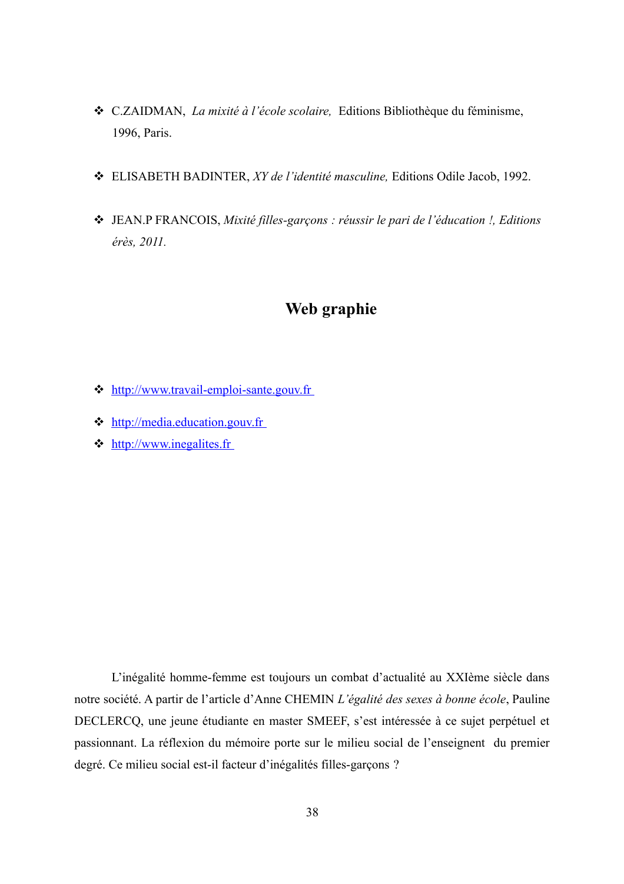- C.ZAIDMAN, *La mixité à l'école scolaire,* Editions Bibliothèque du féminisme, 1996, Paris.

- ELISABETH BADINTER, *XY de l'identité masculine,* Editions Odile Jacob, 1992.

- JEAN.P FRANCOIS, *Mixité filles-garçons : réussir le pari de l'éducation !, Editions érès, 2011.*

## Web graphie

- http://www.travail-emploi-sante.gouv.fr
- http://media.education.gouv.fr
- http://www.inegalites.fr

L'inégalité homme-femme est toujours un combat d'actualité au XXIème siècle dans notre société. A partir de l'article d'Anne CHEMIN *L'égalité des sexes à bonne école*, Pauline DECLERCQ, une jeune étudiante en master SMEEF, s'est intéressée à ce sujet perpétuel et passionnant. La réflexion du mémoire porte sur le milieu social de l'enseignent du premier degré. Ce milieu social est-il facteur d'inégalités filles-garçons ?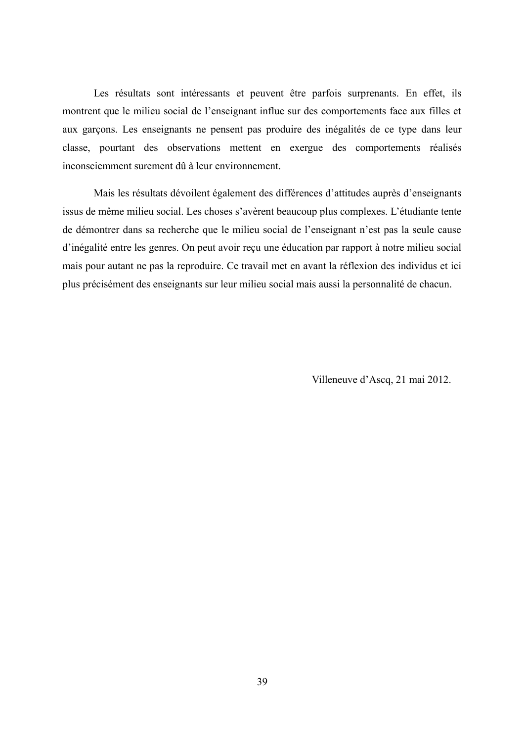Les résultats sont intéressants et peuvent être parfois surprenants. En effet, ils montrent que le milieu social de l'enseignant influe sur des comportements face aux filles et aux garçons. Les enseignants ne pensent pas produire des inégalités de ce type dans leur classe, pourtant des observations mettent en exergue des comportements réalisés inconsciemment surement dû à leur environnement.

Mais les résultats dévoilent également des différences d'attitudes auprès d'enseignants issus de même milieu social. Les choses s'avèrent beaucoup plus complexes. L'étudiante tente de démontrer dans sa recherche que le milieu social de l'enseignant n'est pas la seule cause d'inégalité entre les genres. On peut avoir reçu une éducation par rapport à notre milieu social mais pour autant ne pas la reproduire. Ce travail met en avant la réflexion des individus et ici plus précisément des enseignants sur leur milieu social mais aussi la personnalité de chacun.

Villeneuve d'Ascq, 21 mai 2012.